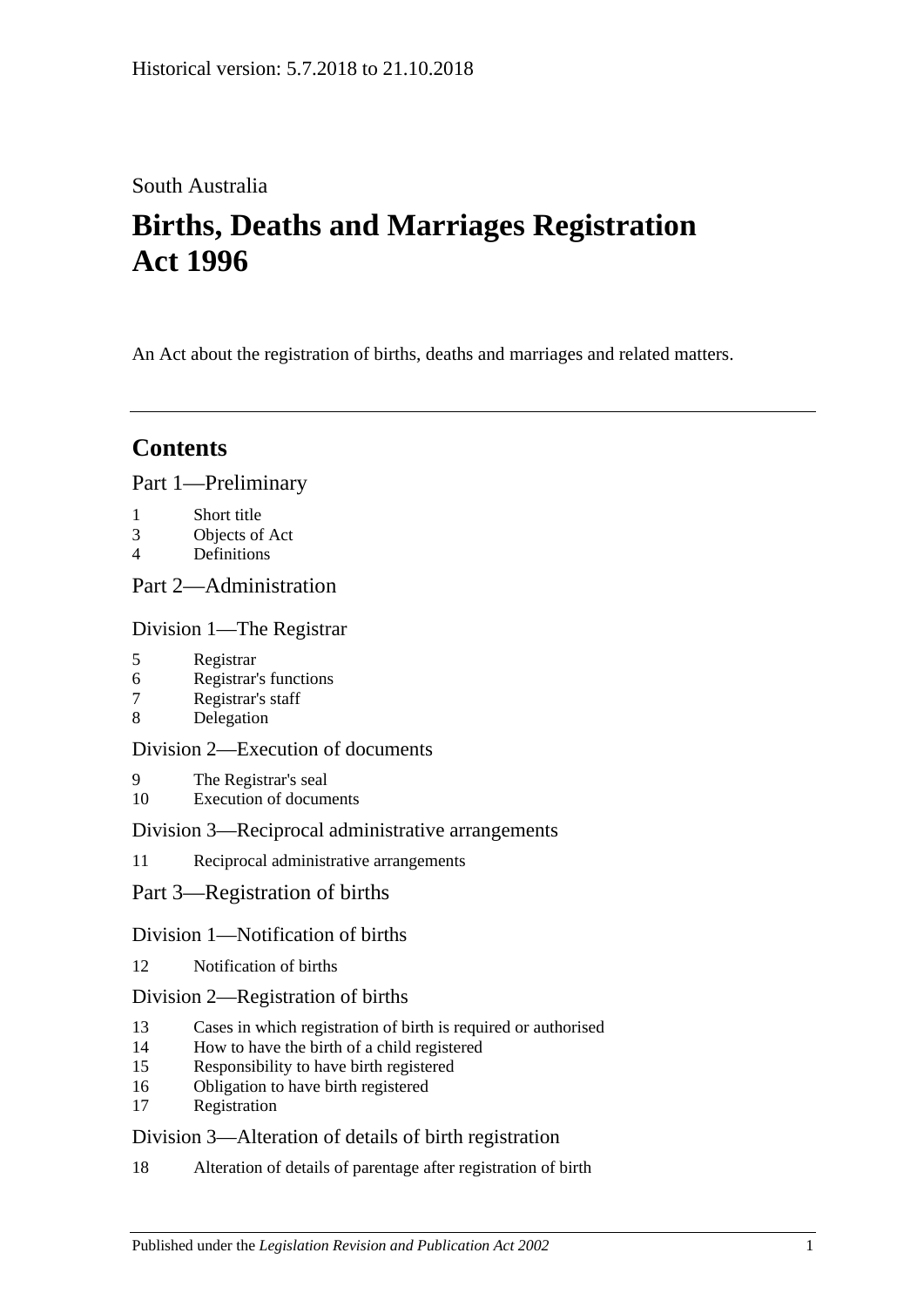Historical version: 5.7.2018 to 21.10.2018

South Australia

# Births, Deaths and Marriages Registration Act 1996

An Act about the registration of births, deaths and marriages and related matters.

## Contents

### Part 1—Preliminary

1 Short title
3 Objects of Act
4 Definitions

### Part 2—Administration

#### Division 1—The Registrar

5 Registrar
6 Registrar's functions
7 Registrar's staff
8 Delegation

#### Division 2—Execution of documents

9 The Registrar's seal
10 Execution of documents

#### Division 3—Reciprocal administrative arrangements

11 Reciprocal administrative arrangements

### Part 3—Registration of births

#### Division 1—Notification of births

12 Notification of births

#### Division 2—Registration of births

13 Cases in which registration of birth is required or authorised
14 How to have the birth of a child registered
15 Responsibility to have birth registered
16 Obligation to have birth registered
17 Registration

#### Division 3—Alteration of details of birth registration

18 Alteration of details of parentage after registration of birth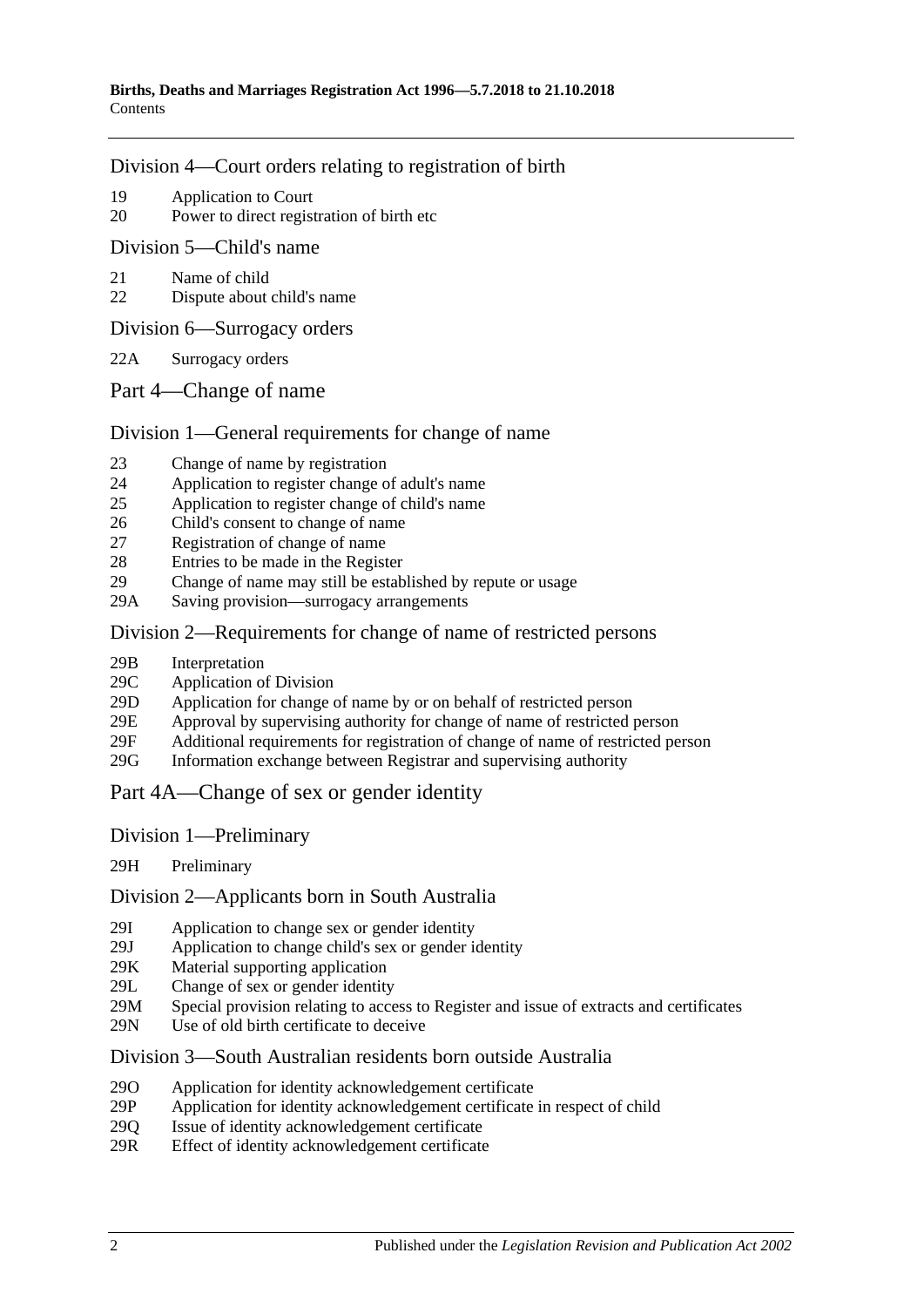## Division 4—Court orders relating to registration of birth

19 Application to Court
20 Power to direct registration of birth etc

## Division 5—Child's name

21 Name of child
22 Dispute about child's name

## Division 6—Surrogacy orders

22A Surrogacy orders

# Part 4—Change of name

## Division 1—General requirements for change of name

23 Change of name by registration
24 Application to register change of adult's name
25 Application to register change of child's name
26 Child's consent to change of name
27 Registration of change of name
28 Entries to be made in the Register
29 Change of name may still be established by repute or usage
29A Saving provision—surrogacy arrangements

## Division 2—Requirements for change of name of restricted persons

29B Interpretation
29C Application of Division
29D Application for change of name by or on behalf of restricted person
29E Approval by supervising authority for change of name of restricted person
29F Additional requirements for registration of change of name of restricted person
29G Information exchange between Registrar and supervising authority

# Part 4A—Change of sex or gender identity

## Division 1—Preliminary

29H Preliminary

## Division 2—Applicants born in South Australia

29I Application to change sex or gender identity
29J Application to change child's sex or gender identity
29K Material supporting application
29L Change of sex or gender identity
29M Special provision relating to access to Register and issue of extracts and certificates
29N Use of old birth certificate to deceive

## Division 3—South Australian residents born outside Australia

29O Application for identity acknowledgement certificate
29P Application for identity acknowledgement certificate in respect of child
29Q Issue of identity acknowledgement certificate
29R Effect of identity acknowledgement certificate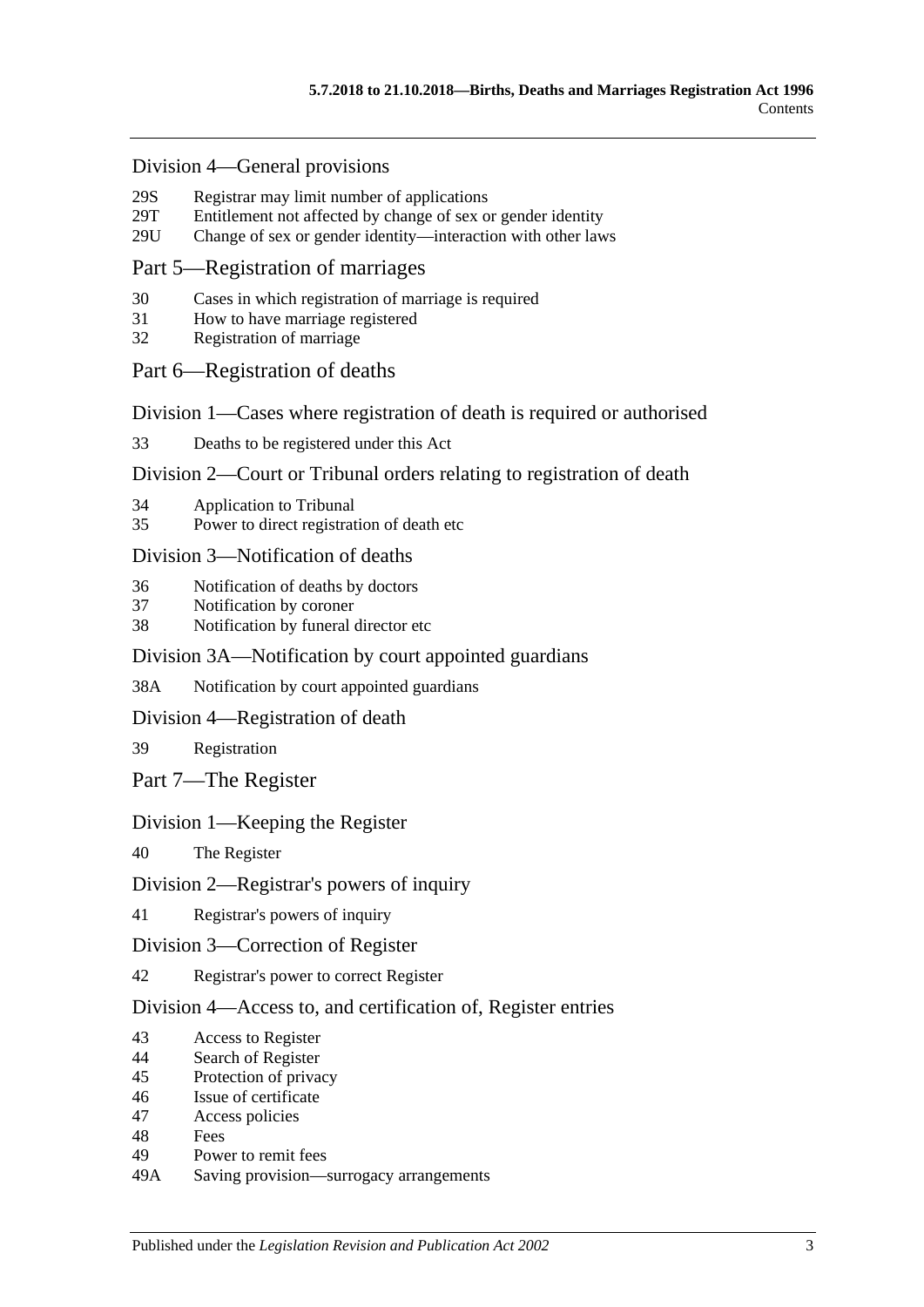Division 4—General provisions

29S Registrar may limit number of applications
29T Entitlement not affected by change of sex or gender identity
29U Change of sex or gender identity—interaction with other laws

Part 5—Registration of marriages

30 Cases in which registration of marriage is required
31 How to have marriage registered
32 Registration of marriage

Part 6—Registration of deaths

Division 1—Cases where registration of death is required or authorised

33 Deaths to be registered under this Act

Division 2—Court or Tribunal orders relating to registration of death

34 Application to Tribunal
35 Power to direct registration of death etc

Division 3—Notification of deaths

36 Notification of deaths by doctors
37 Notification by coroner
38 Notification by funeral director etc

Division 3A—Notification by court appointed guardians

38A Notification by court appointed guardians

Division 4—Registration of death

39 Registration

Part 7—The Register

Division 1—Keeping the Register

40 The Register

Division 2—Registrar's powers of inquiry

41 Registrar's powers of inquiry

Division 3—Correction of Register

42 Registrar's power to correct Register

Division 4—Access to, and certification of, Register entries

43 Access to Register
44 Search of Register
45 Protection of privacy
46 Issue of certificate
47 Access policies
48 Fees
49 Power to remit fees
49A Saving provision—surrogacy arrangements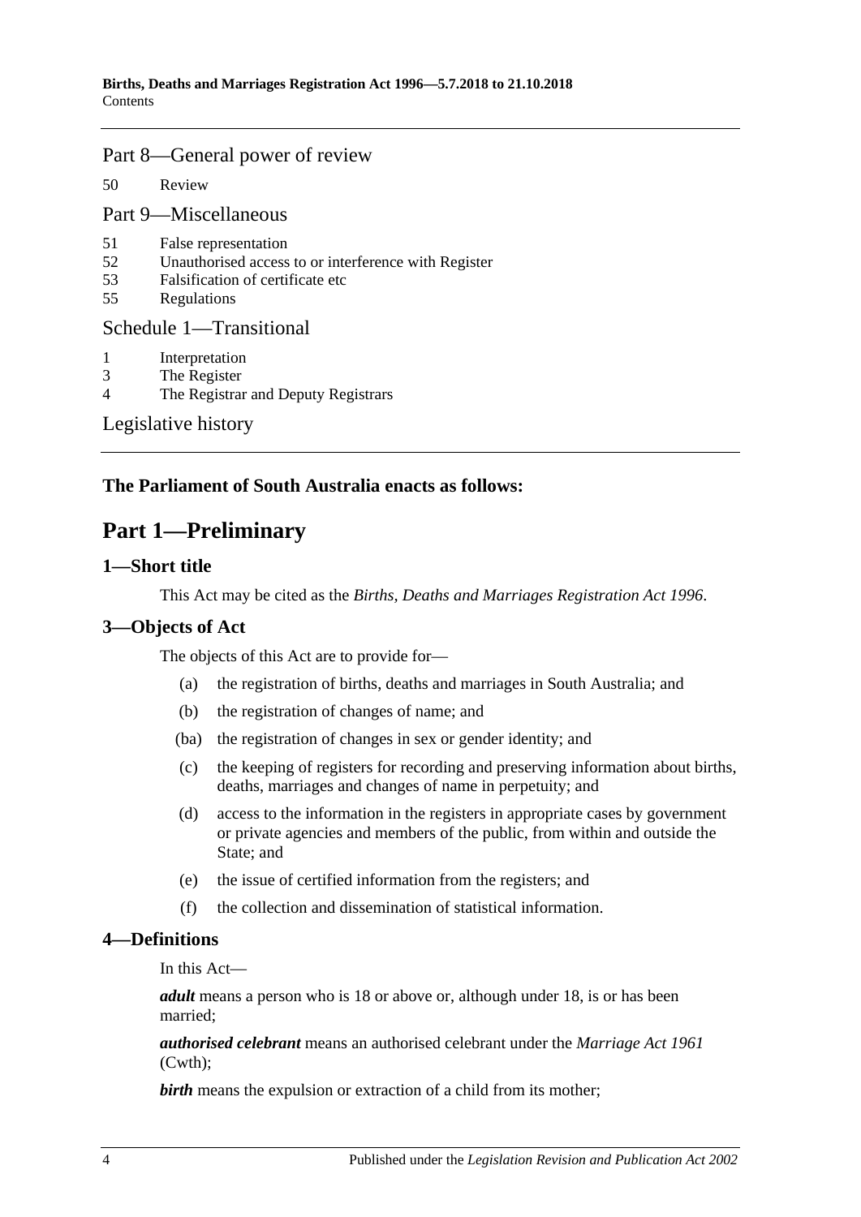## Part 8—General power of review

50 Review

## Part 9—Miscellaneous

51 False representation
52 Unauthorised access to or interference with Register
53 Falsification of certificate etc
55 Regulations

## Schedule 1—Transitional

1 Interpretation
3 The Register
4 The Registrar and Deputy Registrars

## Legislative history

**The Parliament of South Australia enacts as follows:**

# Part 1—Preliminary

## 1—Short title

This Act may be cited as the *Births, Deaths and Marriages Registration Act 1996*.

## 3—Objects of Act

The objects of this Act are to provide for—

- (a) the registration of births, deaths and marriages in South Australia; and
- (b) the registration of changes of name; and
- (ba) the registration of changes in sex or gender identity; and
- (c) the keeping of registers for recording and preserving information about births, deaths, marriages and changes of name in perpetuity; and
- (d) access to the information in the registers in appropriate cases by government or private agencies and members of the public, from within and outside the State; and
- (e) the issue of certified information from the registers; and
- (f) the collection and dissemination of statistical information.

## 4—Definitions

In this Act—

***adult*** means a person who is 18 or above or, although under 18, is or has been married;

***authorised celebrant*** means an authorised celebrant under the *Marriage Act 1961* (Cwth);

***birth*** means the expulsion or extraction of a child from its mother;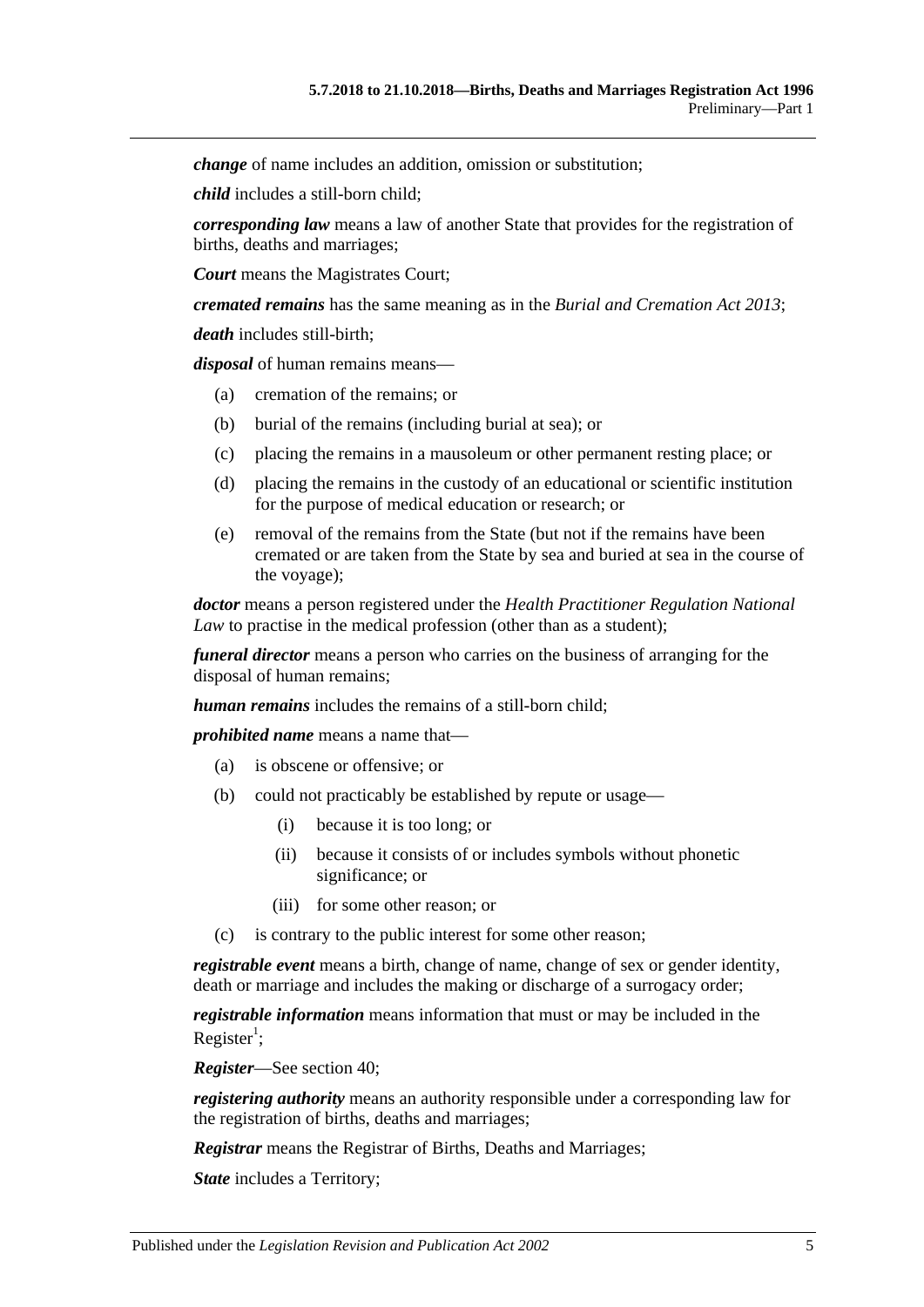***change*** of name includes an addition, omission or substitution;

***child*** includes a still-born child;

***corresponding law*** means a law of another State that provides for the registration of births, deaths and marriages;

***Court*** means the Magistrates Court;

***cremated remains*** has the same meaning as in the *Burial and Cremation Act 2013*;

***death*** includes still-birth;

***disposal*** of human remains means—

(a) cremation of the remains; or

(b) burial of the remains (including burial at sea); or

(c) placing the remains in a mausoleum or other permanent resting place; or

(d) placing the remains in the custody of an educational or scientific institution for the purpose of medical education or research; or

(e) removal of the remains from the State (but not if the remains have been cremated or are taken from the State by sea and buried at sea in the course of the voyage);

***doctor*** means a person registered under the *Health Practitioner Regulation National Law* to practise in the medical profession (other than as a student);

***funeral director*** means a person who carries on the business of arranging for the disposal of human remains;

***human remains*** includes the remains of a still-born child;

***prohibited name*** means a name that—

(a) is obscene or offensive; or

(b) could not practicably be established by repute or usage—

(i) because it is too long; or

(ii) because it consists of or includes symbols without phonetic significance; or

(iii) for some other reason; or

(c) is contrary to the public interest for some other reason;

***registrable event*** means a birth, change of name, change of sex or gender identity, death or marriage and includes the making or discharge of a surrogacy order;

***registrable information*** means information that must or may be included in the Register[1];

***Register***—See section 40;

***registering authority*** means an authority responsible under a corresponding law for the registration of births, deaths and marriages;

***Registrar*** means the Registrar of Births, Deaths and Marriages;

***State*** includes a Territory;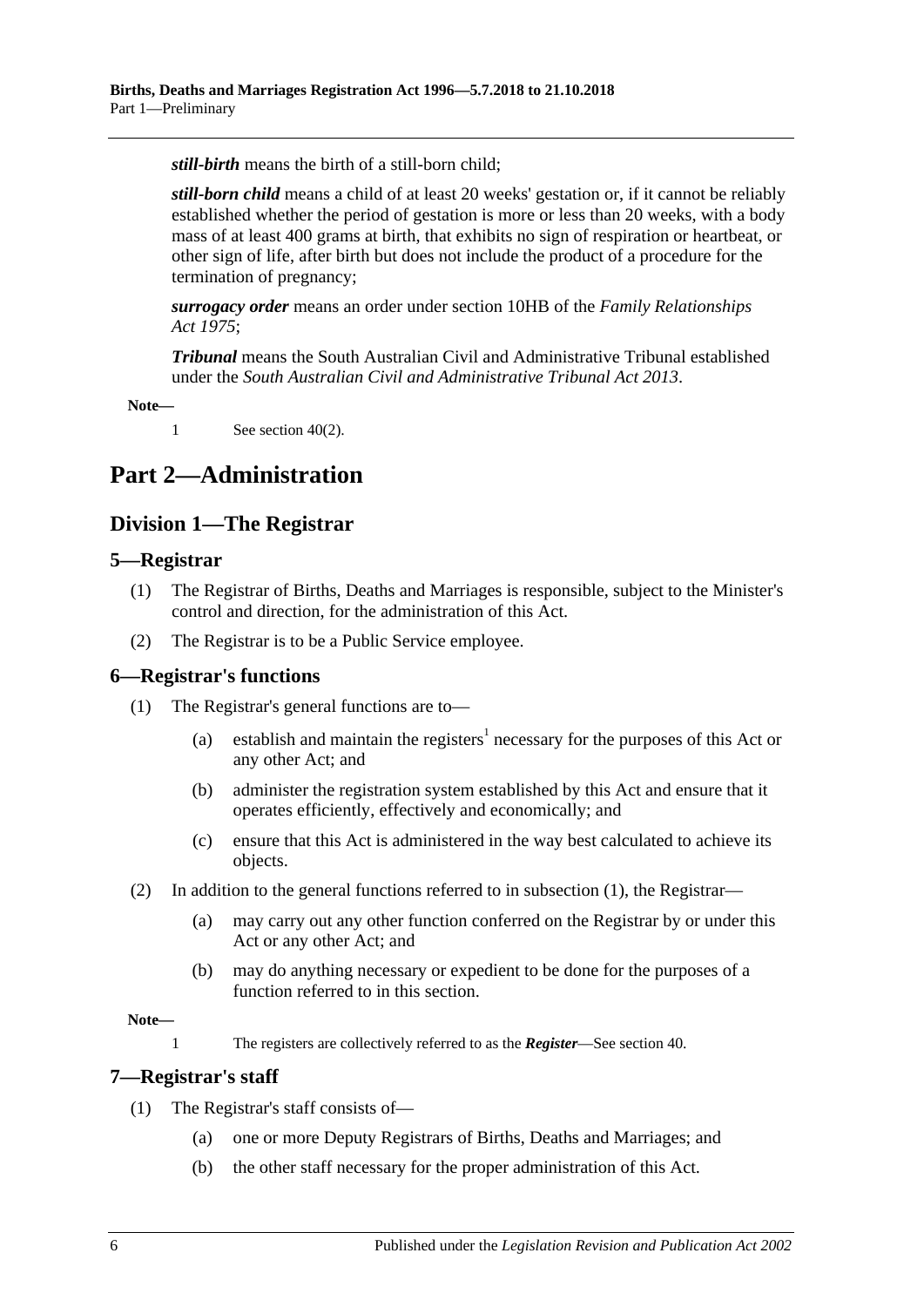***still-birth*** means the birth of a still-born child;

***still-born child*** means a child of at least 20 weeks' gestation or, if it cannot be reliably established whether the period of gestation is more or less than 20 weeks, with a body mass of at least 400 grams at birth, that exhibits no sign of respiration or heartbeat, or other sign of life, after birth but does not include the product of a procedure for the termination of pregnancy;

***surrogacy order*** means an order under section 10HB of the *Family Relationships Act 1975*;

***Tribunal*** means the South Australian Civil and Administrative Tribunal established under the *South Australian Civil and Administrative Tribunal Act 2013*.

**Note—**

1 See section 40(2).

# Part 2—Administration

## Division 1—The Registrar

### 5—Registrar

(1) The Registrar of Births, Deaths and Marriages is responsible, subject to the Minister's control and direction, for the administration of this Act.

(2) The Registrar is to be a Public Service employee.

### 6—Registrar's functions

(1) The Registrar's general functions are to—

(a) establish and maintain the registers[1] necessary for the purposes of this Act or any other Act; and

(b) administer the registration system established by this Act and ensure that it operates efficiently, effectively and economically; and

(c) ensure that this Act is administered in the way best calculated to achieve its objects.

(2) In addition to the general functions referred to in subsection (1), the Registrar—

(a) may carry out any other function conferred on the Registrar by or under this Act or any other Act; and

(b) may do anything necessary or expedient to be done for the purposes of a function referred to in this section.

**Note—**

1 The registers are collectively referred to as the ***Register***—See section 40.

### 7—Registrar's staff

(1) The Registrar's staff consists of—

(a) one or more Deputy Registrars of Births, Deaths and Marriages; and

(b) the other staff necessary for the proper administration of this Act.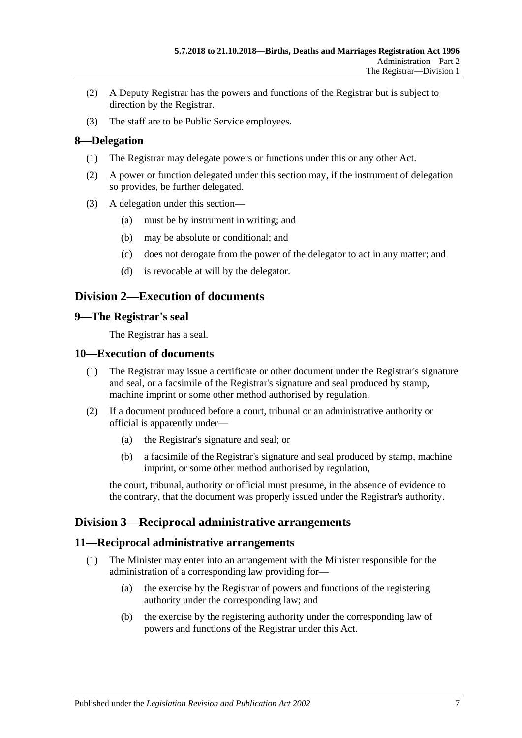(2) A Deputy Registrar has the powers and functions of the Registrar but is subject to direction by the Registrar.

(3) The staff are to be Public Service employees.

### 8—Delegation

(1) The Registrar may delegate powers or functions under this or any other Act.

(2) A power or function delegated under this section may, if the instrument of delegation so provides, be further delegated.

(3) A delegation under this section—

(a) must be by instrument in writing; and

(b) may be absolute or conditional; and

(c) does not derogate from the power of the delegator to act in any matter; and

(d) is revocable at will by the delegator.

## Division 2—Execution of documents

### 9—The Registrar's seal

The Registrar has a seal.

### 10—Execution of documents

(1) The Registrar may issue a certificate or other document under the Registrar's signature and seal, or a facsimile of the Registrar's signature and seal produced by stamp, machine imprint or some other method authorised by regulation.

(2) If a document produced before a court, tribunal or an administrative authority or official is apparently under—

(a) the Registrar's signature and seal; or

(b) a facsimile of the Registrar's signature and seal produced by stamp, machine imprint, or some other method authorised by regulation,

the court, tribunal, authority or official must presume, in the absence of evidence to the contrary, that the document was properly issued under the Registrar's authority.

## Division 3—Reciprocal administrative arrangements

### 11—Reciprocal administrative arrangements

(1) The Minister may enter into an arrangement with the Minister responsible for the administration of a corresponding law providing for—

(a) the exercise by the Registrar of powers and functions of the registering authority under the corresponding law; and

(b) the exercise by the registering authority under the corresponding law of powers and functions of the Registrar under this Act.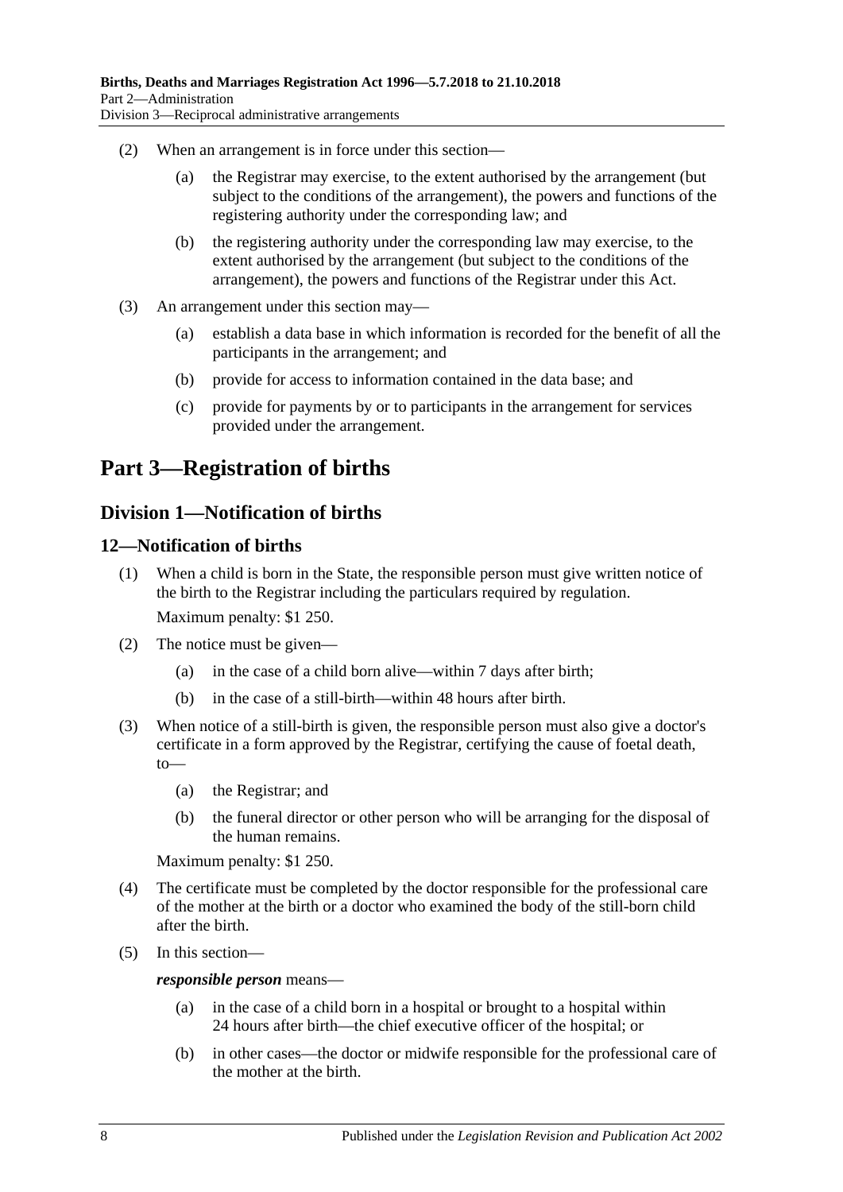(2) When an arrangement is in force under this section—

(a) the Registrar may exercise, to the extent authorised by the arrangement (but subject to the conditions of the arrangement), the powers and functions of the registering authority under the corresponding law; and

(b) the registering authority under the corresponding law may exercise, to the extent authorised by the arrangement (but subject to the conditions of the arrangement), the powers and functions of the Registrar under this Act.

(3) An arrangement under this section may—

(a) establish a data base in which information is recorded for the benefit of all the participants in the arrangement; and

(b) provide for access to information contained in the data base; and

(c) provide for payments by or to participants in the arrangement for services provided under the arrangement.

# Part 3—Registration of births

## Division 1—Notification of births

### 12—Notification of births

(1) When a child is born in the State, the responsible person must give written notice of the birth to the Registrar including the particulars required by regulation.

Maximum penalty: $1 250.

(2) The notice must be given—

(a) in the case of a child born alive—within 7 days after birth;

(b) in the case of a still-birth—within 48 hours after birth.

(3) When notice of a still-birth is given, the responsible person must also give a doctor's certificate in a form approved by the Registrar, certifying the cause of foetal death, to—

(a) the Registrar; and

(b) the funeral director or other person who will be arranging for the disposal of the human remains.

Maximum penalty: $1 250.

(4) The certificate must be completed by the doctor responsible for the professional care of the mother at the birth or a doctor who examined the body of the still-born child after the birth.

(5) In this section—

***responsible person*** means—

(a) in the case of a child born in a hospital or brought to a hospital within 24 hours after birth—the chief executive officer of the hospital; or

(b) in other cases—the doctor or midwife responsible for the professional care of the mother at the birth.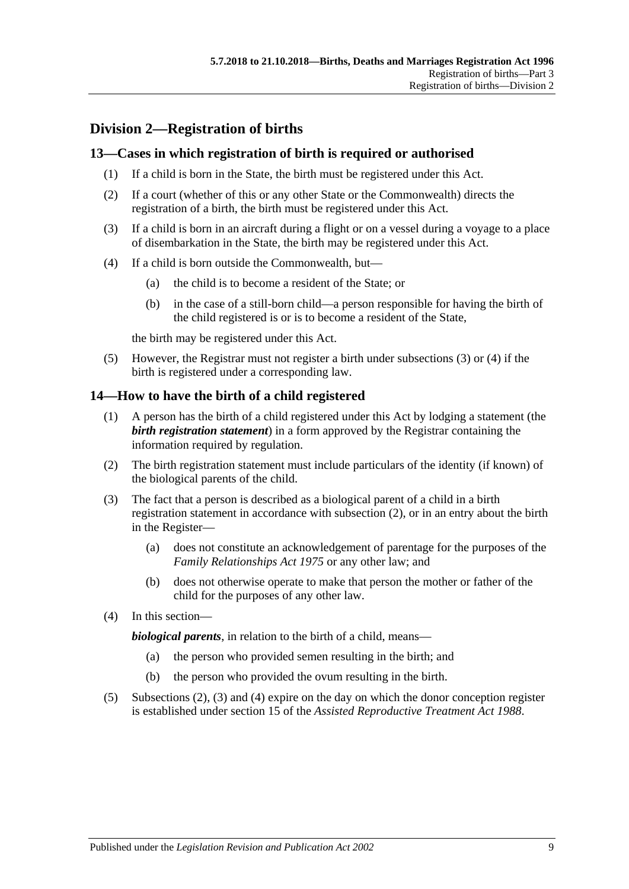## Division 2—Registration of births

### 13—Cases in which registration of birth is required or authorised

(1) If a child is born in the State, the birth must be registered under this Act.

(2) If a court (whether of this or any other State or the Commonwealth) directs the registration of a birth, the birth must be registered under this Act.

(3) If a child is born in an aircraft during a flight or on a vessel during a voyage to a place of disembarkation in the State, the birth may be registered under this Act.

(4) If a child is born outside the Commonwealth, but—

- (a) the child is to become a resident of the State; or
- (b) in the case of a still-born child—a person responsible for having the birth of the child registered is or is to become a resident of the State,

the birth may be registered under this Act.

(5) However, the Registrar must not register a birth under subsections (3) or (4) if the birth is registered under a corresponding law.

### 14—How to have the birth of a child registered

(1) A person has the birth of a child registered under this Act by lodging a statement (the ***birth registration statement***) in a form approved by the Registrar containing the information required by regulation.

(2) The birth registration statement must include particulars of the identity (if known) of the biological parents of the child.

(3) The fact that a person is described as a biological parent of a child in a birth registration statement in accordance with subsection (2), or in an entry about the birth in the Register—

- (a) does not constitute an acknowledgement of parentage for the purposes of the *Family Relationships Act 1975* or any other law; and
- (b) does not otherwise operate to make that person the mother or father of the child for the purposes of any other law.

(4) In this section—

***biological parents***, in relation to the birth of a child, means—

- (a) the person who provided semen resulting in the birth; and
- (b) the person who provided the ovum resulting in the birth.

(5) Subsections (2), (3) and (4) expire on the day on which the donor conception register is established under section 15 of the *Assisted Reproductive Treatment Act 1988*.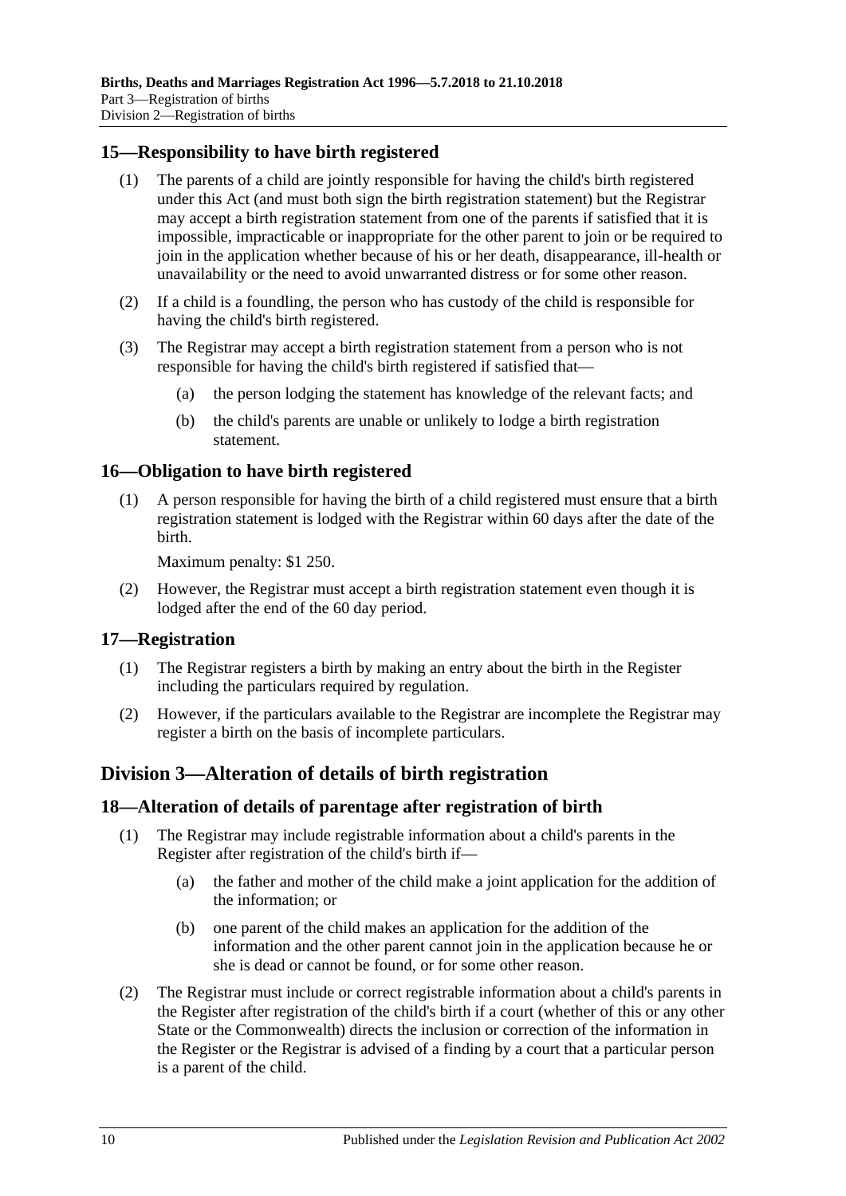## 15—Responsibility to have birth registered

(1) The parents of a child are jointly responsible for having the child's birth registered under this Act (and must both sign the birth registration statement) but the Registrar may accept a birth registration statement from one of the parents if satisfied that it is impossible, impracticable or inappropriate for the other parent to join or be required to join in the application whether because of his or her death, disappearance, ill-health or unavailability or the need to avoid unwarranted distress or for some other reason.

(2) If a child is a foundling, the person who has custody of the child is responsible for having the child's birth registered.

(3) The Registrar may accept a birth registration statement from a person who is not responsible for having the child's birth registered if satisfied that—

(a) the person lodging the statement has knowledge of the relevant facts; and

(b) the child's parents are unable or unlikely to lodge a birth registration statement.

## 16—Obligation to have birth registered

(1) A person responsible for having the birth of a child registered must ensure that a birth registration statement is lodged with the Registrar within 60 days after the date of the birth.

Maximum penalty: $1 250.

(2) However, the Registrar must accept a birth registration statement even though it is lodged after the end of the 60 day period.

## 17—Registration

(1) The Registrar registers a birth by making an entry about the birth in the Register including the particulars required by regulation.

(2) However, if the particulars available to the Registrar are incomplete the Registrar may register a birth on the basis of incomplete particulars.

# Division 3—Alteration of details of birth registration

## 18—Alteration of details of parentage after registration of birth

(1) The Registrar may include registrable information about a child's parents in the Register after registration of the child's birth if—

(a) the father and mother of the child make a joint application for the addition of the information; or

(b) one parent of the child makes an application for the addition of the information and the other parent cannot join in the application because he or she is dead or cannot be found, or for some other reason.

(2) The Registrar must include or correct registrable information about a child's parents in the Register after registration of the child's birth if a court (whether of this or any other State or the Commonwealth) directs the inclusion or correction of the information in the Register or the Registrar is advised of a finding by a court that a particular person is a parent of the child.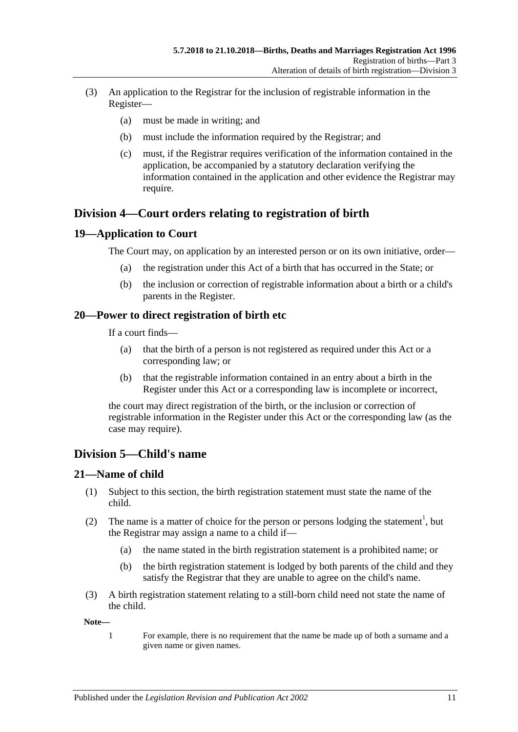(3) An application to the Registrar for the inclusion of registrable information in the Register—

(a) must be made in writing; and

(b) must include the information required by the Registrar; and

(c) must, if the Registrar requires verification of the information contained in the application, be accompanied by a statutory declaration verifying the information contained in the application and other evidence the Registrar may require.

## Division 4—Court orders relating to registration of birth

### 19—Application to Court

The Court may, on application by an interested person or on its own initiative, order—

(a) the registration under this Act of a birth that has occurred in the State; or

(b) the inclusion or correction of registrable information about a birth or a child's parents in the Register.

### 20—Power to direct registration of birth etc

If a court finds—

(a) that the birth of a person is not registered as required under this Act or a corresponding law; or

(b) that the registrable information contained in an entry about a birth in the Register under this Act or a corresponding law is incomplete or incorrect,

the court may direct registration of the birth, or the inclusion or correction of registrable information in the Register under this Act or the corresponding law (as the case may require).

## Division 5—Child's name

### 21—Name of child

(1) Subject to this section, the birth registration statement must state the name of the child.

(2) The name is a matter of choice for the person or persons lodging the statement[1], but the Registrar may assign a name to a child if—

(a) the name stated in the birth registration statement is a prohibited name; or

(b) the birth registration statement is lodged by both parents of the child and they satisfy the Registrar that they are unable to agree on the child's name.

(3) A birth registration statement relating to a still-born child need not state the name of the child.

**Note—**

1 For example, there is no requirement that the name be made up of both a surname and a given name or given names.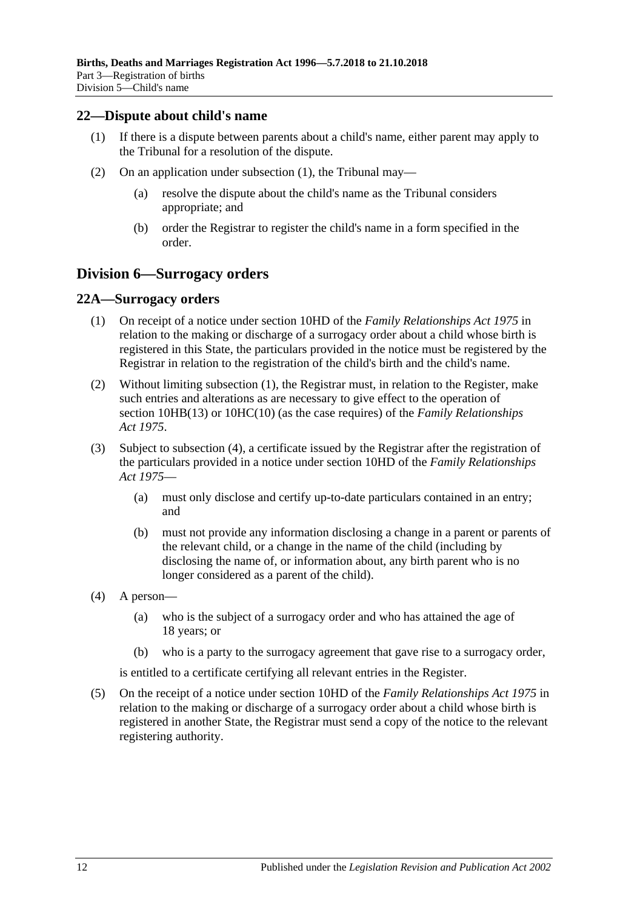## 22—Dispute about child's name

(1) If there is a dispute between parents about a child's name, either parent may apply to the Tribunal for a resolution of the dispute.

(2) On an application under subsection (1), the Tribunal may—

(a) resolve the dispute about the child's name as the Tribunal considers appropriate; and

(b) order the Registrar to register the child's name in a form specified in the order.

# Division 6—Surrogacy orders

## 22A—Surrogacy orders

(1) On receipt of a notice under section 10HD of the *Family Relationships Act 1975* in relation to the making or discharge of a surrogacy order about a child whose birth is registered in this State, the particulars provided in the notice must be registered by the Registrar in relation to the registration of the child's birth and the child's name.

(2) Without limiting subsection (1), the Registrar must, in relation to the Register, make such entries and alterations as are necessary to give effect to the operation of section 10HB(13) or 10HC(10) (as the case requires) of the *Family Relationships Act 1975*.

(3) Subject to subsection (4), a certificate issued by the Registrar after the registration of the particulars provided in a notice under section 10HD of the *Family Relationships Act 1975*—

(a) must only disclose and certify up-to-date particulars contained in an entry; and

(b) must not provide any information disclosing a change in a parent or parents of the relevant child, or a change in the name of the child (including by disclosing the name of, or information about, any birth parent who is no longer considered as a parent of the child).

(4) A person—

(a) who is the subject of a surrogacy order and who has attained the age of 18 years; or

(b) who is a party to the surrogacy agreement that gave rise to a surrogacy order,

is entitled to a certificate certifying all relevant entries in the Register.

(5) On the receipt of a notice under section 10HD of the *Family Relationships Act 1975* in relation to the making or discharge of a surrogacy order about a child whose birth is registered in another State, the Registrar must send a copy of the notice to the relevant registering authority.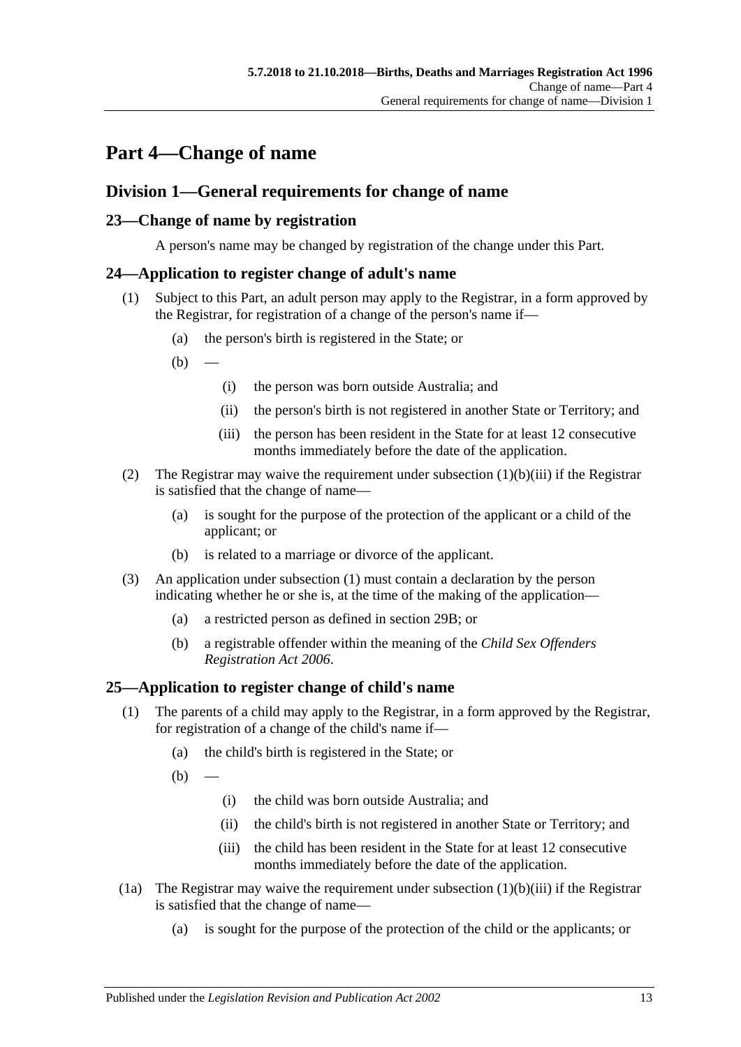# Part 4—Change of name

## Division 1—General requirements for change of name

### 23—Change of name by registration

A person's name may be changed by registration of the change under this Part.

### 24—Application to register change of adult's name

(1) Subject to this Part, an adult person may apply to the Registrar, in a form approved by the Registrar, for registration of a change of the person's name if—

(a) the person's birth is registered in the State; or

(b) —

(i) the person was born outside Australia; and

(ii) the person's birth is not registered in another State or Territory; and

(iii) the person has been resident in the State for at least 12 consecutive months immediately before the date of the application.

(2) The Registrar may waive the requirement under subsection (1)(b)(iii) if the Registrar is satisfied that the change of name—

(a) is sought for the purpose of the protection of the applicant or a child of the applicant; or

(b) is related to a marriage or divorce of the applicant.

(3) An application under subsection (1) must contain a declaration by the person indicating whether he or she is, at the time of the making of the application—

(a) a restricted person as defined in section 29B; or

(b) a registrable offender within the meaning of the *Child Sex Offenders Registration Act 2006*.

### 25—Application to register change of child's name

(1) The parents of a child may apply to the Registrar, in a form approved by the Registrar, for registration of a change of the child's name if—

(a) the child's birth is registered in the State; or

(b) —

(i) the child was born outside Australia; and

(ii) the child's birth is not registered in another State or Territory; and

(iii) the child has been resident in the State for at least 12 consecutive months immediately before the date of the application.

(1a) The Registrar may waive the requirement under subsection (1)(b)(iii) if the Registrar is satisfied that the change of name—

(a) is sought for the purpose of the protection of the child or the applicants; or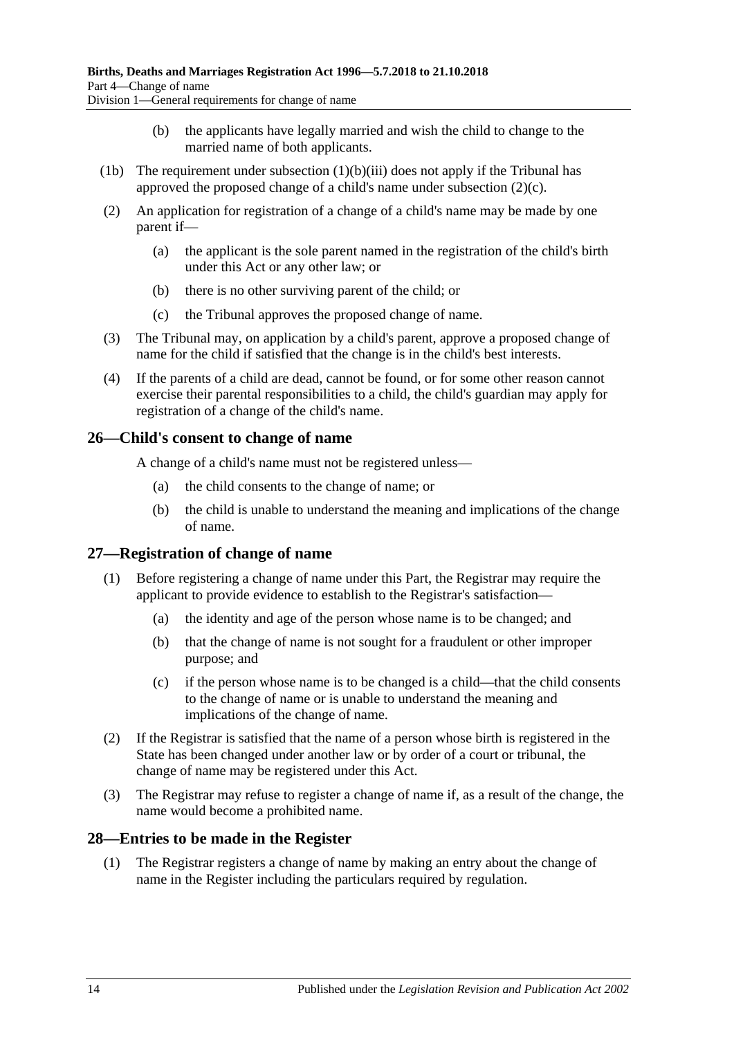(b) the applicants have legally married and wish the child to change to the married name of both applicants.

(1b) The requirement under subsection (1)(b)(iii) does not apply if the Tribunal has approved the proposed change of a child's name under subsection (2)(c).

(2) An application for registration of a change of a child's name may be made by one parent if—

(a) the applicant is the sole parent named in the registration of the child's birth under this Act or any other law; or

(b) there is no other surviving parent of the child; or

(c) the Tribunal approves the proposed change of name.

(3) The Tribunal may, on application by a child's parent, approve a proposed change of name for the child if satisfied that the change is in the child's best interests.

(4) If the parents of a child are dead, cannot be found, or for some other reason cannot exercise their parental responsibilities to a child, the child's guardian may apply for registration of a change of the child's name.

## 26—Child's consent to change of name

A change of a child's name must not be registered unless—

(a) the child consents to the change of name; or

(b) the child is unable to understand the meaning and implications of the change of name.

## 27—Registration of change of name

(1) Before registering a change of name under this Part, the Registrar may require the applicant to provide evidence to establish to the Registrar's satisfaction—

(a) the identity and age of the person whose name is to be changed; and

(b) that the change of name is not sought for a fraudulent or other improper purpose; and

(c) if the person whose name is to be changed is a child—that the child consents to the change of name or is unable to understand the meaning and implications of the change of name.

(2) If the Registrar is satisfied that the name of a person whose birth is registered in the State has been changed under another law or by order of a court or tribunal, the change of name may be registered under this Act.

(3) The Registrar may refuse to register a change of name if, as a result of the change, the name would become a prohibited name.

## 28—Entries to be made in the Register

(1) The Registrar registers a change of name by making an entry about the change of name in the Register including the particulars required by regulation.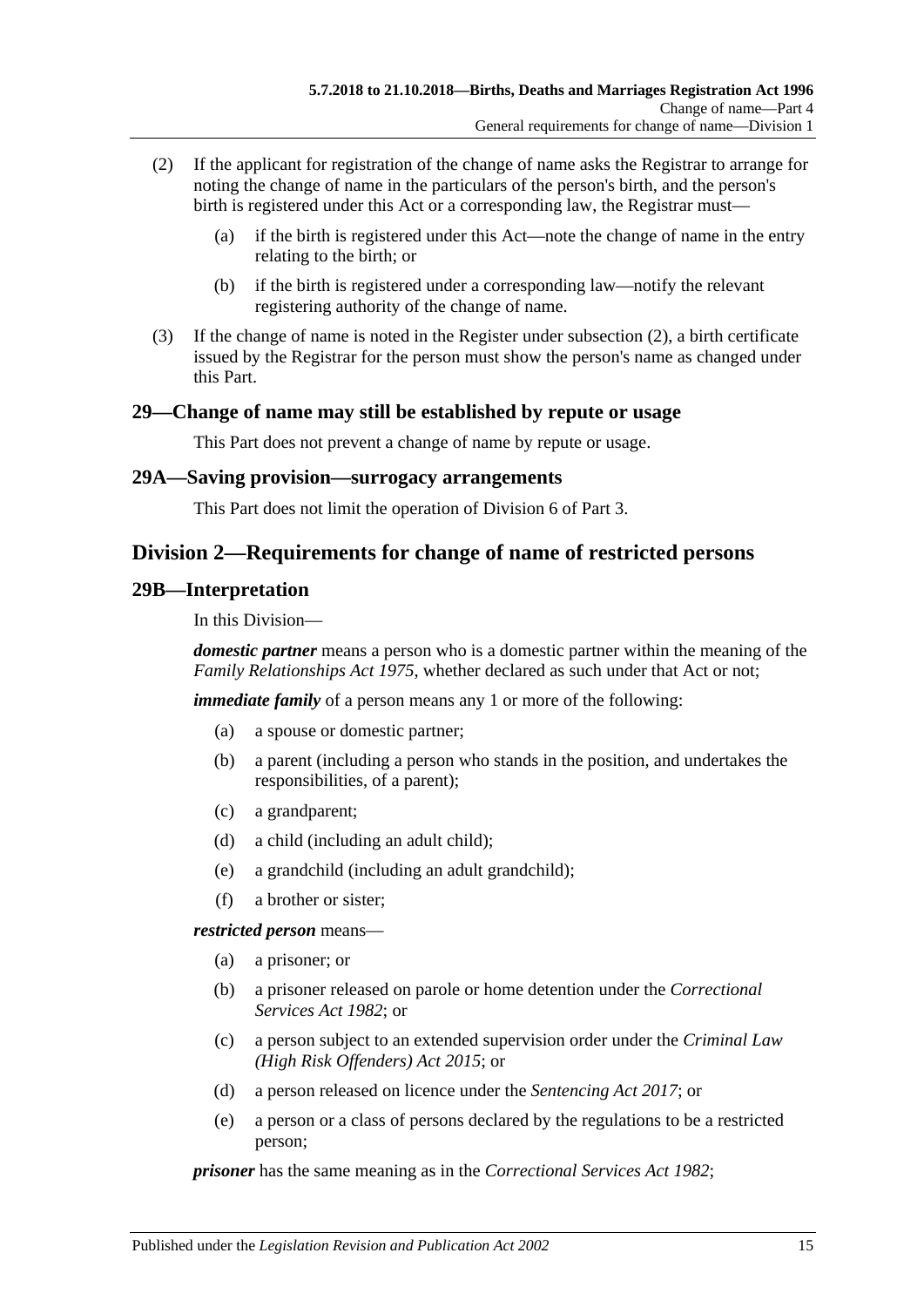(2) If the applicant for registration of the change of name asks the Registrar to arrange for noting the change of name in the particulars of the person's birth, and the person's birth is registered under this Act or a corresponding law, the Registrar must—

(a) if the birth is registered under this Act—note the change of name in the entry relating to the birth; or

(b) if the birth is registered under a corresponding law—notify the relevant registering authority of the change of name.

(3) If the change of name is noted in the Register under subsection (2), a birth certificate issued by the Registrar for the person must show the person's name as changed under this Part.

### 29—Change of name may still be established by repute or usage

This Part does not prevent a change of name by repute or usage.

### 29A—Saving provision—surrogacy arrangements

This Part does not limit the operation of Division 6 of Part 3.

## Division 2—Requirements for change of name of restricted persons

### 29B—Interpretation

In this Division—

***domestic partner*** means a person who is a domestic partner within the meaning of the *Family Relationships Act 1975*, whether declared as such under that Act or not;

***immediate family*** of a person means any 1 or more of the following:

(a) a spouse or domestic partner;

(b) a parent (including a person who stands in the position, and undertakes the responsibilities, of a parent);

(c) a grandparent;

(d) a child (including an adult child);

(e) a grandchild (including an adult grandchild);

(f) a brother or sister;

***restricted person*** means—

(a) a prisoner; or

(b) a prisoner released on parole or home detention under the *Correctional Services Act 1982*; or

(c) a person subject to an extended supervision order under the *Criminal Law (High Risk Offenders) Act 2015*; or

(d) a person released on licence under the *Sentencing Act 2017*; or

(e) a person or a class of persons declared by the regulations to be a restricted person;

***prisoner*** has the same meaning as in the *Correctional Services Act 1982*;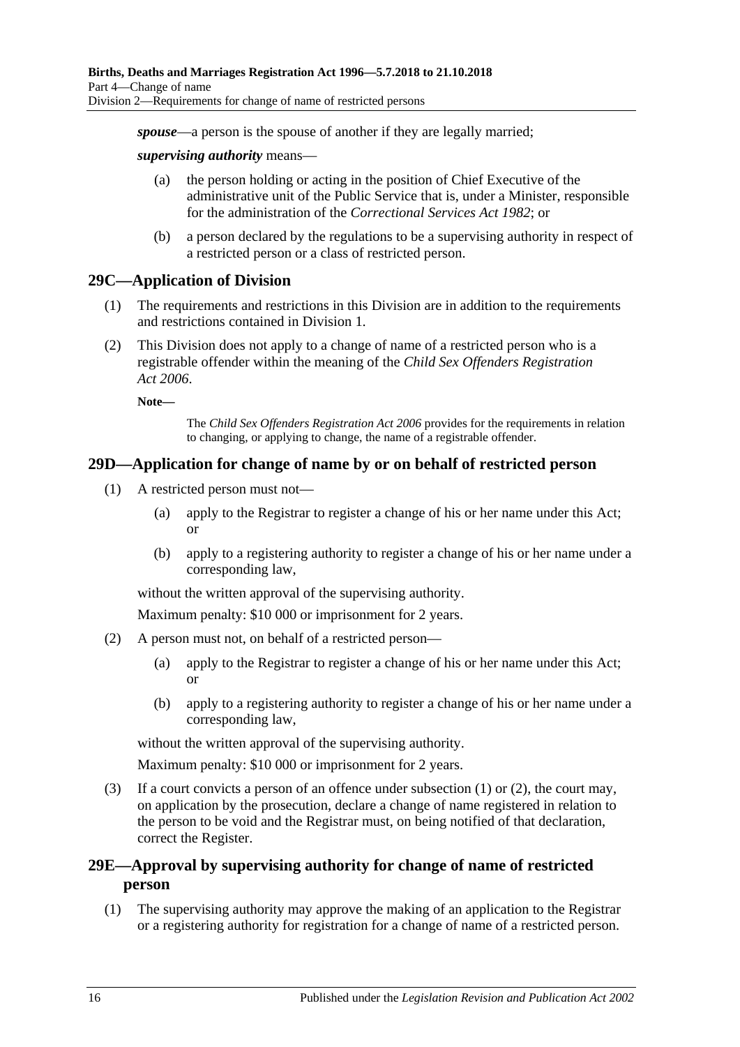***spouse***—a person is the spouse of another if they are legally married;

***supervising authority*** means—

- (a) the person holding or acting in the position of Chief Executive of the administrative unit of the Public Service that is, under a Minister, responsible for the administration of the *Correctional Services Act 1982*; or
- (b) a person declared by the regulations to be a supervising authority in respect of a restricted person or a class of restricted person.

## 29C—Application of Division

(1) The requirements and restrictions in this Division are in addition to the requirements and restrictions contained in Division 1.

(2) This Division does not apply to a change of name of a restricted person who is a registrable offender within the meaning of the *Child Sex Offenders Registration Act 2006*.

**Note—**

The *Child Sex Offenders Registration Act 2006* provides for the requirements in relation to changing, or applying to change, the name of a registrable offender.

## 29D—Application for change of name by or on behalf of restricted person

(1) A restricted person must not—

- (a) apply to the Registrar to register a change of his or her name under this Act; or
- (b) apply to a registering authority to register a change of his or her name under a corresponding law,

without the written approval of the supervising authority.

Maximum penalty: $10 000 or imprisonment for 2 years.

(2) A person must not, on behalf of a restricted person—

- (a) apply to the Registrar to register a change of his or her name under this Act; or
- (b) apply to a registering authority to register a change of his or her name under a corresponding law,

without the written approval of the supervising authority.

Maximum penalty: $10 000 or imprisonment for 2 years.

(3) If a court convicts a person of an offence under subsection (1) or (2), the court may, on application by the prosecution, declare a change of name registered in relation to the person to be void and the Registrar must, on being notified of that declaration, correct the Register.

## 29E—Approval by supervising authority for change of name of restricted person

(1) The supervising authority may approve the making of an application to the Registrar or a registering authority for registration for a change of name of a restricted person.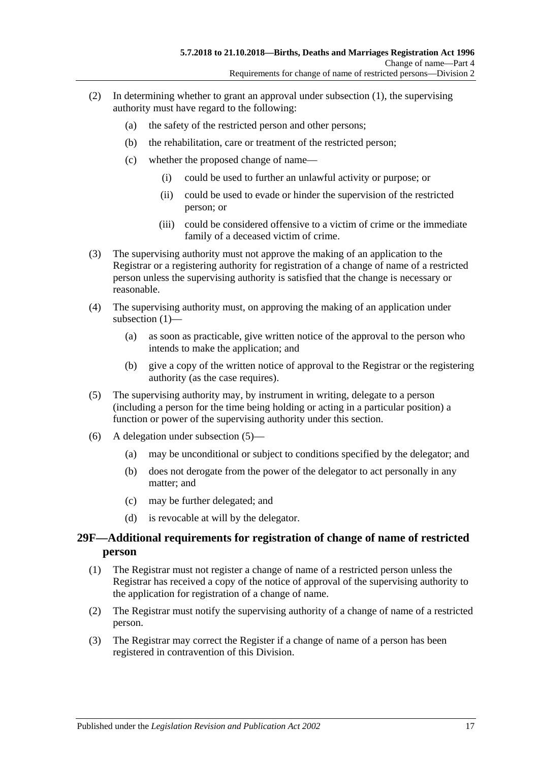(2) In determining whether to grant an approval under subsection (1), the supervising authority must have regard to the following:

(a) the safety of the restricted person and other persons;

(b) the rehabilitation, care or treatment of the restricted person;

(c) whether the proposed change of name—

(i) could be used to further an unlawful activity or purpose; or

(ii) could be used to evade or hinder the supervision of the restricted person; or

(iii) could be considered offensive to a victim of crime or the immediate family of a deceased victim of crime.

(3) The supervising authority must not approve the making of an application to the Registrar or a registering authority for registration of a change of name of a restricted person unless the supervising authority is satisfied that the change is necessary or reasonable.

(4) The supervising authority must, on approving the making of an application under subsection (1)—

(a) as soon as practicable, give written notice of the approval to the person who intends to make the application; and

(b) give a copy of the written notice of approval to the Registrar or the registering authority (as the case requires).

(5) The supervising authority may, by instrument in writing, delegate to a person (including a person for the time being holding or acting in a particular position) a function or power of the supervising authority under this section.

(6) A delegation under subsection (5)—

(a) may be unconditional or subject to conditions specified by the delegator; and

(b) does not derogate from the power of the delegator to act personally in any matter; and

(c) may be further delegated; and

(d) is revocable at will by the delegator.

## 29F—Additional requirements for registration of change of name of restricted person

(1) The Registrar must not register a change of name of a restricted person unless the Registrar has received a copy of the notice of approval of the supervising authority to the application for registration of a change of name.

(2) The Registrar must notify the supervising authority of a change of name of a restricted person.

(3) The Registrar may correct the Register if a change of name of a person has been registered in contravention of this Division.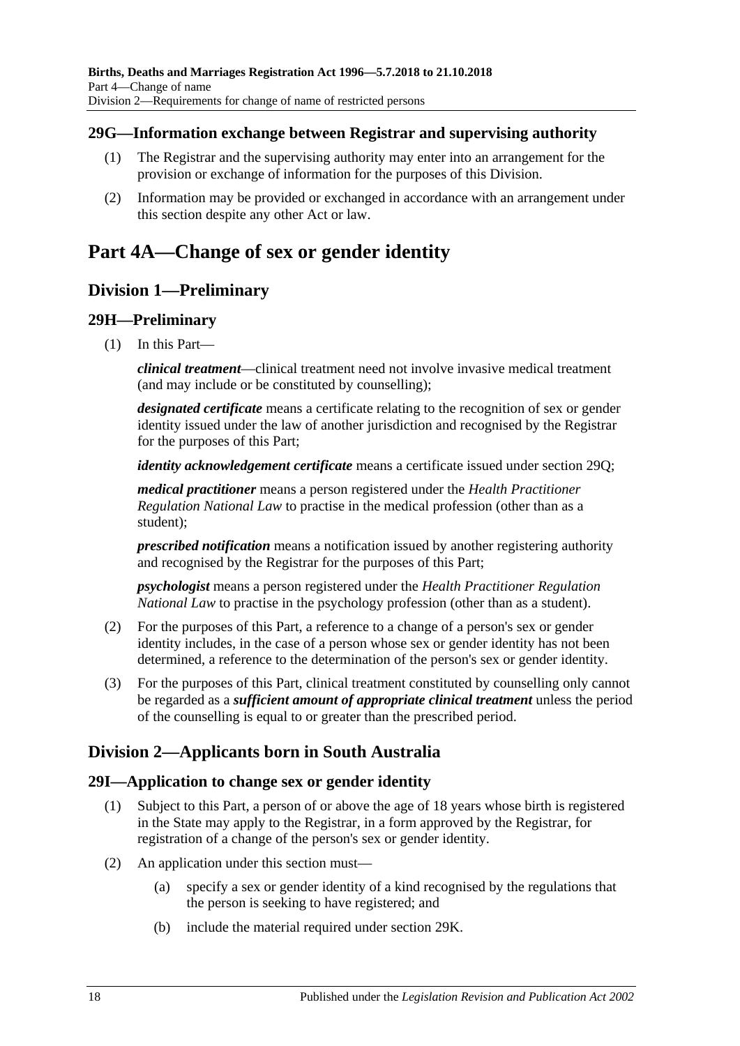## 29G—Information exchange between Registrar and supervising authority

(1) The Registrar and the supervising authority may enter into an arrangement for the provision or exchange of information for the purposes of this Division.

(2) Information may be provided or exchanged in accordance with an arrangement under this section despite any other Act or law.

# Part 4A—Change of sex or gender identity

## Division 1—Preliminary

## 29H—Preliminary

(1) In this Part—

***clinical treatment***—clinical treatment need not involve invasive medical treatment (and may include or be constituted by counselling);

***designated certificate*** means a certificate relating to the recognition of sex or gender identity issued under the law of another jurisdiction and recognised by the Registrar for the purposes of this Part;

***identity acknowledgement certificate*** means a certificate issued under section 29Q;

***medical practitioner*** means a person registered under the *Health Practitioner Regulation National Law* to practise in the medical profession (other than as a student);

***prescribed notification*** means a notification issued by another registering authority and recognised by the Registrar for the purposes of this Part;

***psychologist*** means a person registered under the *Health Practitioner Regulation National Law* to practise in the psychology profession (other than as a student).

(2) For the purposes of this Part, a reference to a change of a person's sex or gender identity includes, in the case of a person whose sex or gender identity has not been determined, a reference to the determination of the person's sex or gender identity.

(3) For the purposes of this Part, clinical treatment constituted by counselling only cannot be regarded as a ***sufficient amount of appropriate clinical treatment*** unless the period of the counselling is equal to or greater than the prescribed period.

## Division 2—Applicants born in South Australia

## 29I—Application to change sex or gender identity

(1) Subject to this Part, a person of or above the age of 18 years whose birth is registered in the State may apply to the Registrar, in a form approved by the Registrar, for registration of a change of the person's sex or gender identity.

(2) An application under this section must—

(a) specify a sex or gender identity of a kind recognised by the regulations that the person is seeking to have registered; and

(b) include the material required under section 29K.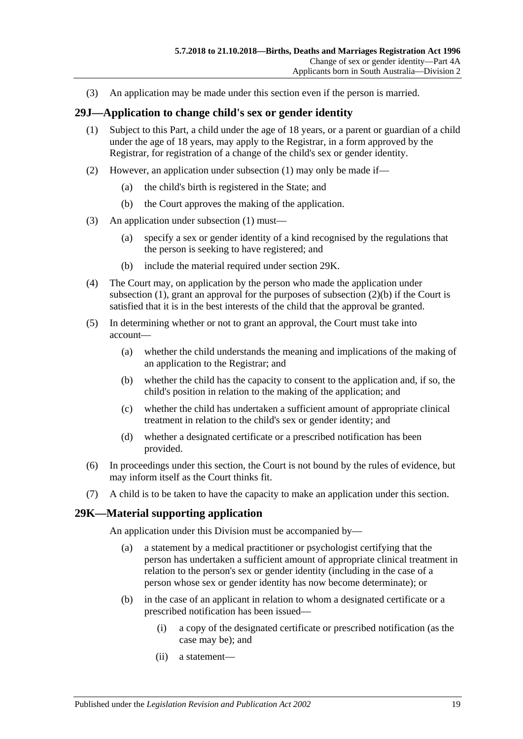(3) An application may be made under this section even if the person is married.

## 29J—Application to change child's sex or gender identity

(1) Subject to this Part, a child under the age of 18 years, or a parent or guardian of a child under the age of 18 years, may apply to the Registrar, in a form approved by the Registrar, for registration of a change of the child's sex or gender identity.

(2) However, an application under subsection (1) may only be made if—

(a) the child's birth is registered in the State; and

(b) the Court approves the making of the application.

(3) An application under subsection (1) must—

(a) specify a sex or gender identity of a kind recognised by the regulations that the person is seeking to have registered; and

(b) include the material required under section 29K.

(4) The Court may, on application by the person who made the application under subsection (1), grant an approval for the purposes of subsection (2)(b) if the Court is satisfied that it is in the best interests of the child that the approval be granted.

(5) In determining whether or not to grant an approval, the Court must take into account—

(a) whether the child understands the meaning and implications of the making of an application to the Registrar; and

(b) whether the child has the capacity to consent to the application and, if so, the child's position in relation to the making of the application; and

(c) whether the child has undertaken a sufficient amount of appropriate clinical treatment in relation to the child's sex or gender identity; and

(d) whether a designated certificate or a prescribed notification has been provided.

(6) In proceedings under this section, the Court is not bound by the rules of evidence, but may inform itself as the Court thinks fit.

(7) A child is to be taken to have the capacity to make an application under this section.

## 29K—Material supporting application

An application under this Division must be accompanied by—

(a) a statement by a medical practitioner or psychologist certifying that the person has undertaken a sufficient amount of appropriate clinical treatment in relation to the person's sex or gender identity (including in the case of a person whose sex or gender identity has now become determinate); or

(b) in the case of an applicant in relation to whom a designated certificate or a prescribed notification has been issued—

(i) a copy of the designated certificate or prescribed notification (as the case may be); and

(ii) a statement—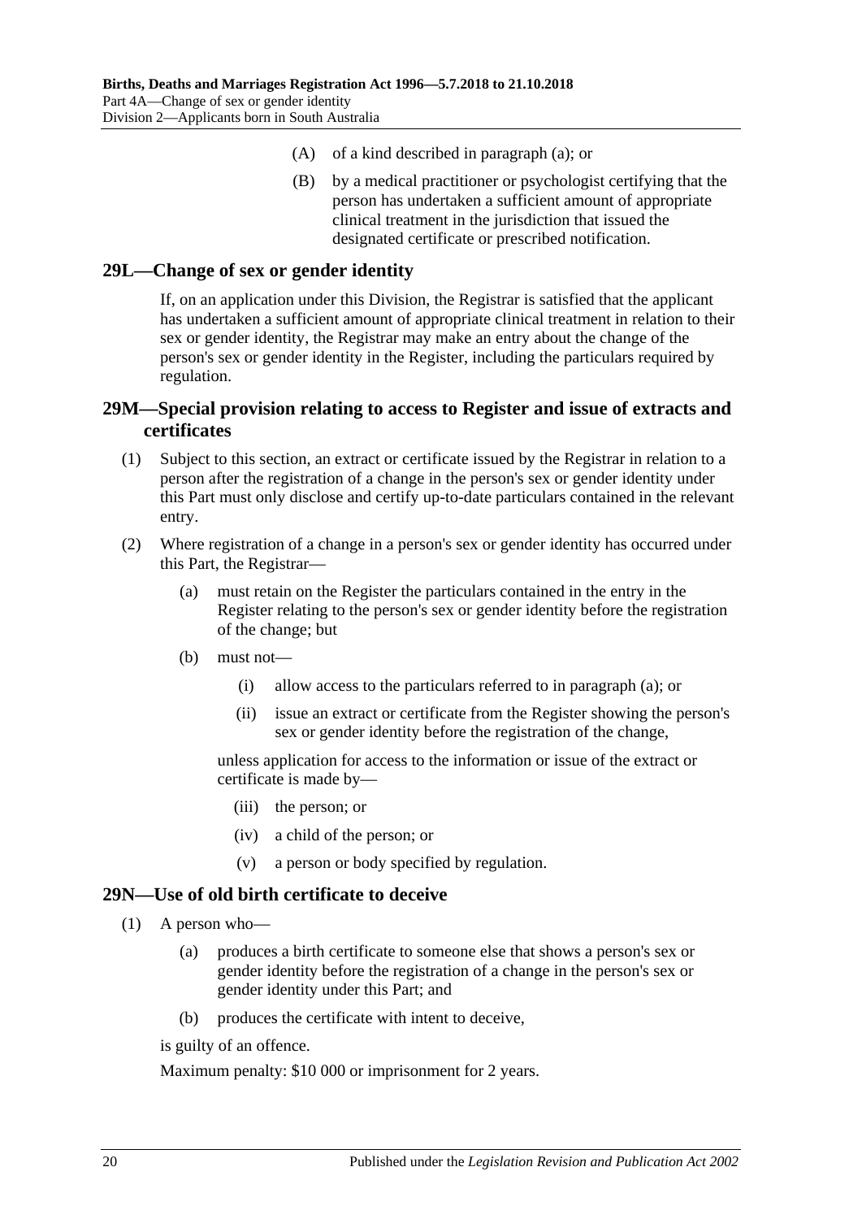(A) of a kind described in paragraph (a); or

(B) by a medical practitioner or psychologist certifying that the person has undertaken a sufficient amount of appropriate clinical treatment in the jurisdiction that issued the designated certificate or prescribed notification.

## 29L—Change of sex or gender identity

If, on an application under this Division, the Registrar is satisfied that the applicant has undertaken a sufficient amount of appropriate clinical treatment in relation to their sex or gender identity, the Registrar may make an entry about the change of the person's sex or gender identity in the Register, including the particulars required by regulation.

## 29M—Special provision relating to access to Register and issue of extracts and certificates

(1) Subject to this section, an extract or certificate issued by the Registrar in relation to a person after the registration of a change in the person's sex or gender identity under this Part must only disclose and certify up-to-date particulars contained in the relevant entry.

(2) Where registration of a change in a person's sex or gender identity has occurred under this Part, the Registrar—

(a) must retain on the Register the particulars contained in the entry in the Register relating to the person's sex or gender identity before the registration of the change; but

(b) must not—

(i) allow access to the particulars referred to in paragraph (a); or

(ii) issue an extract or certificate from the Register showing the person's sex or gender identity before the registration of the change,

unless application for access to the information or issue of the extract or certificate is made by—

(iii) the person; or

(iv) a child of the person; or

(v) a person or body specified by regulation.

## 29N—Use of old birth certificate to deceive

(1) A person who—

(a) produces a birth certificate to someone else that shows a person's sex or gender identity before the registration of a change in the person's sex or gender identity under this Part; and

(b) produces the certificate with intent to deceive,

is guilty of an offence.

Maximum penalty: $10 000 or imprisonment for 2 years.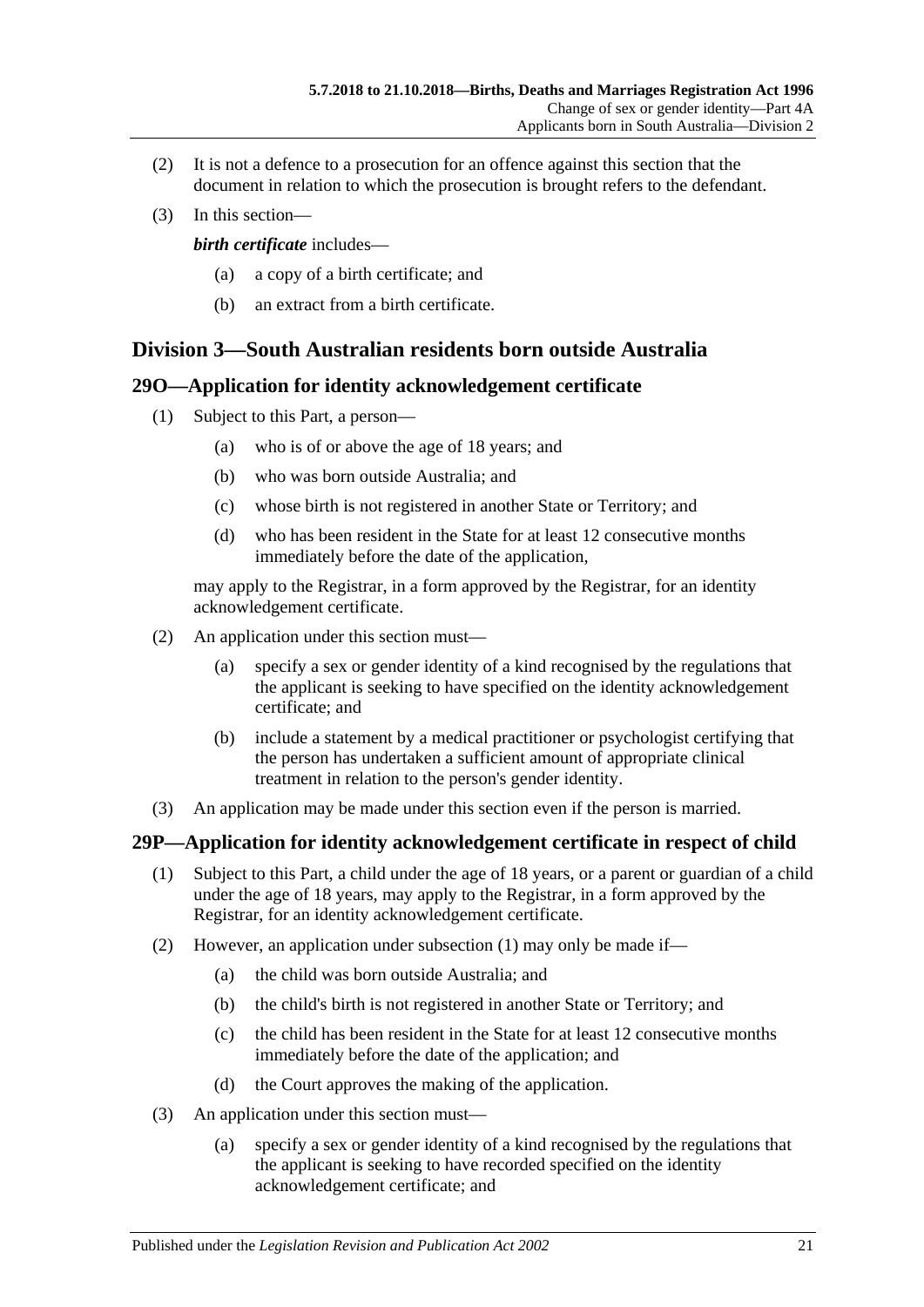(2) It is not a defence to a prosecution for an offence against this section that the document in relation to which the prosecution is brought refers to the defendant.

(3) In this section—

***birth certificate*** includes—

(a) a copy of a birth certificate; and

(b) an extract from a birth certificate.

## Division 3—South Australian residents born outside Australia

### 29O—Application for identity acknowledgement certificate

(1) Subject to this Part, a person—

(a) who is of or above the age of 18 years; and

(b) who was born outside Australia; and

(c) whose birth is not registered in another State or Territory; and

(d) who has been resident in the State for at least 12 consecutive months immediately before the date of the application,

may apply to the Registrar, in a form approved by the Registrar, for an identity acknowledgement certificate.

(2) An application under this section must—

(a) specify a sex or gender identity of a kind recognised by the regulations that the applicant is seeking to have specified on the identity acknowledgement certificate; and

(b) include a statement by a medical practitioner or psychologist certifying that the person has undertaken a sufficient amount of appropriate clinical treatment in relation to the person's gender identity.

(3) An application may be made under this section even if the person is married.

### 29P—Application for identity acknowledgement certificate in respect of child

(1) Subject to this Part, a child under the age of 18 years, or a parent or guardian of a child under the age of 18 years, may apply to the Registrar, in a form approved by the Registrar, for an identity acknowledgement certificate.

(2) However, an application under subsection (1) may only be made if—

(a) the child was born outside Australia; and

(b) the child's birth is not registered in another State or Territory; and

(c) the child has been resident in the State for at least 12 consecutive months immediately before the date of the application; and

(d) the Court approves the making of the application.

(3) An application under this section must—

(a) specify a sex or gender identity of a kind recognised by the regulations that the applicant is seeking to have recorded specified on the identity acknowledgement certificate; and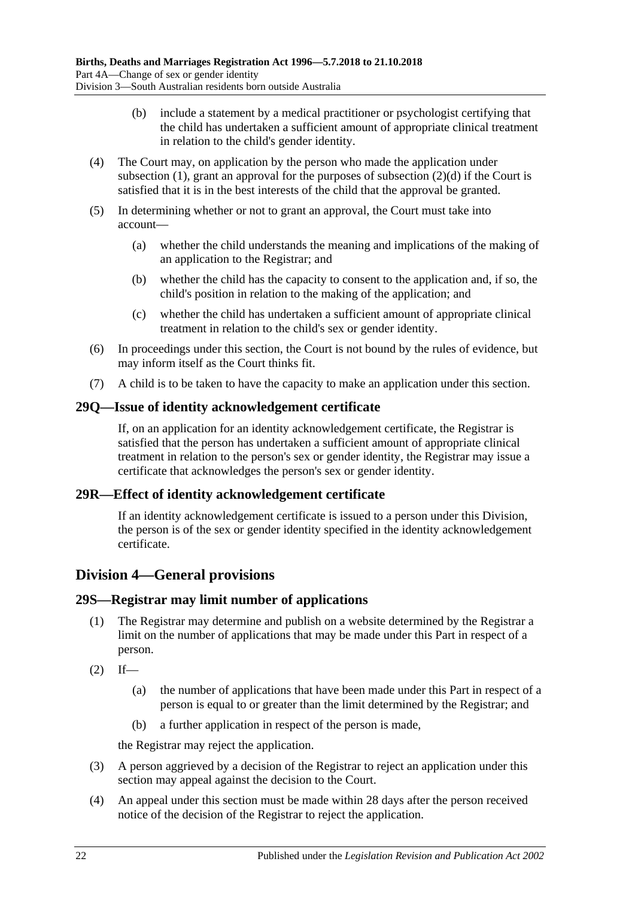(b) include a statement by a medical practitioner or psychologist certifying that the child has undertaken a sufficient amount of appropriate clinical treatment in relation to the child's gender identity.

(4) The Court may, on application by the person who made the application under subsection (1), grant an approval for the purposes of subsection (2)(d) if the Court is satisfied that it is in the best interests of the child that the approval be granted.

(5) In determining whether or not to grant an approval, the Court must take into account—

(a) whether the child understands the meaning and implications of the making of an application to the Registrar; and

(b) whether the child has the capacity to consent to the application and, if so, the child's position in relation to the making of the application; and

(c) whether the child has undertaken a sufficient amount of appropriate clinical treatment in relation to the child's sex or gender identity.

(6) In proceedings under this section, the Court is not bound by the rules of evidence, but may inform itself as the Court thinks fit.

(7) A child is to be taken to have the capacity to make an application under this section.

### 29Q—Issue of identity acknowledgement certificate

If, on an application for an identity acknowledgement certificate, the Registrar is satisfied that the person has undertaken a sufficient amount of appropriate clinical treatment in relation to the person's sex or gender identity, the Registrar may issue a certificate that acknowledges the person's sex or gender identity.

### 29R—Effect of identity acknowledgement certificate

If an identity acknowledgement certificate is issued to a person under this Division, the person is of the sex or gender identity specified in the identity acknowledgement certificate.

## Division 4—General provisions

### 29S—Registrar may limit number of applications

(1) The Registrar may determine and publish on a website determined by the Registrar a limit on the number of applications that may be made under this Part in respect of a person.

(2) If—

(a) the number of applications that have been made under this Part in respect of a person is equal to or greater than the limit determined by the Registrar; and

(b) a further application in respect of the person is made,

the Registrar may reject the application.

(3) A person aggrieved by a decision of the Registrar to reject an application under this section may appeal against the decision to the Court.

(4) An appeal under this section must be made within 28 days after the person received notice of the decision of the Registrar to reject the application.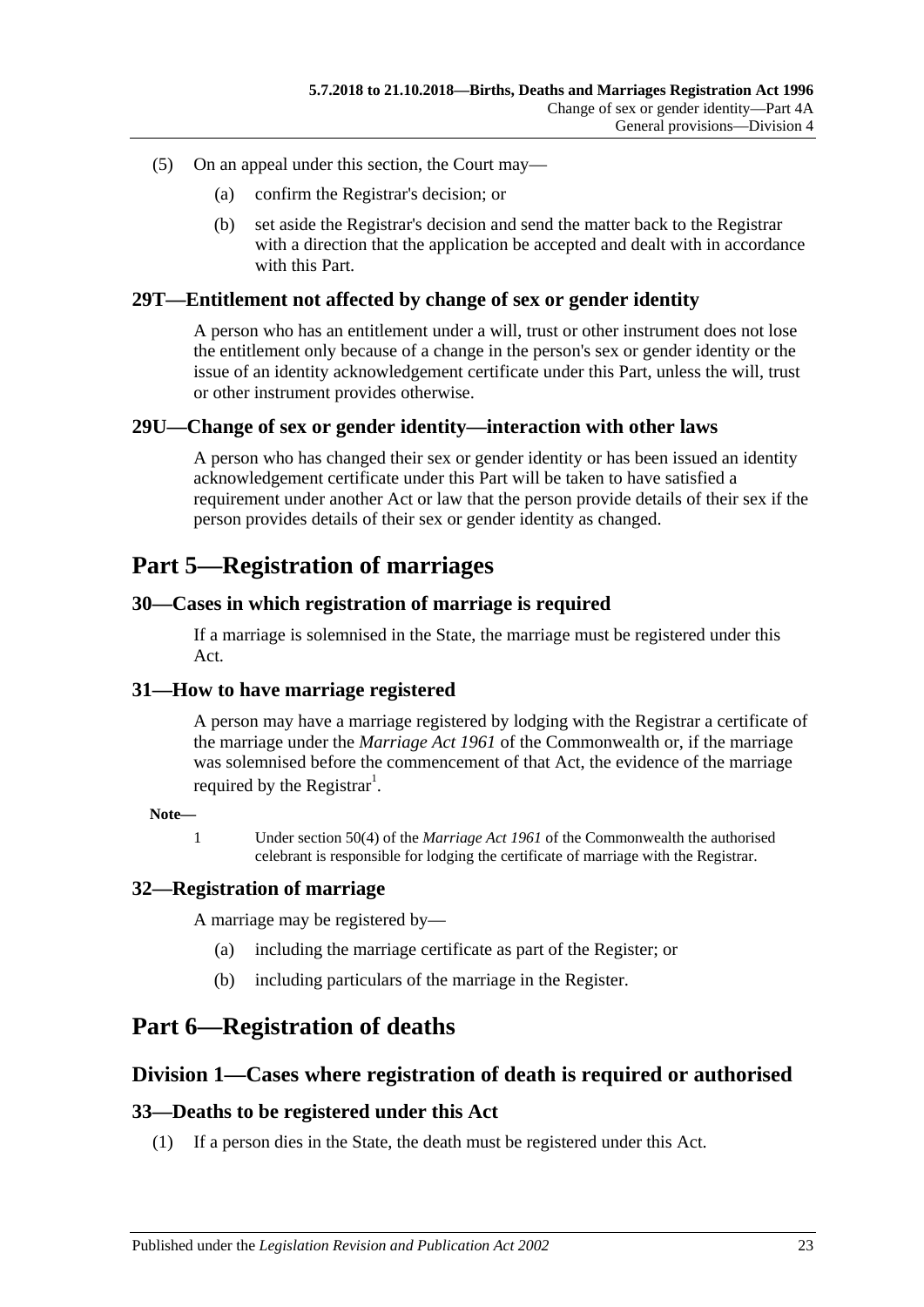(5) On an appeal under this section, the Court may—

(a) confirm the Registrar's decision; or

(b) set aside the Registrar's decision and send the matter back to the Registrar with a direction that the application be accepted and dealt with in accordance with this Part.

### 29T—Entitlement not affected by change of sex or gender identity

A person who has an entitlement under a will, trust or other instrument does not lose the entitlement only because of a change in the person's sex or gender identity or the issue of an identity acknowledgement certificate under this Part, unless the will, trust or other instrument provides otherwise.

### 29U—Change of sex or gender identity—interaction with other laws

A person who has changed their sex or gender identity or has been issued an identity acknowledgement certificate under this Part will be taken to have satisfied a requirement under another Act or law that the person provide details of their sex if the person provides details of their sex or gender identity as changed.

# Part 5—Registration of marriages

### 30—Cases in which registration of marriage is required

If a marriage is solemnised in the State, the marriage must be registered under this Act.

### 31—How to have marriage registered

A person may have a marriage registered by lodging with the Registrar a certificate of the marriage under the *Marriage Act 1961* of the Commonwealth or, if the marriage was solemnised before the commencement of that Act, the evidence of the marriage required by the Registrar[1].

**Note—**

1 Under section 50(4) of the *Marriage Act 1961* of the Commonwealth the authorised celebrant is responsible for lodging the certificate of marriage with the Registrar.

### 32—Registration of marriage

A marriage may be registered by—

(a) including the marriage certificate as part of the Register; or

(b) including particulars of the marriage in the Register.

# Part 6—Registration of deaths

## Division 1—Cases where registration of death is required or authorised

### 33—Deaths to be registered under this Act

(1) If a person dies in the State, the death must be registered under this Act.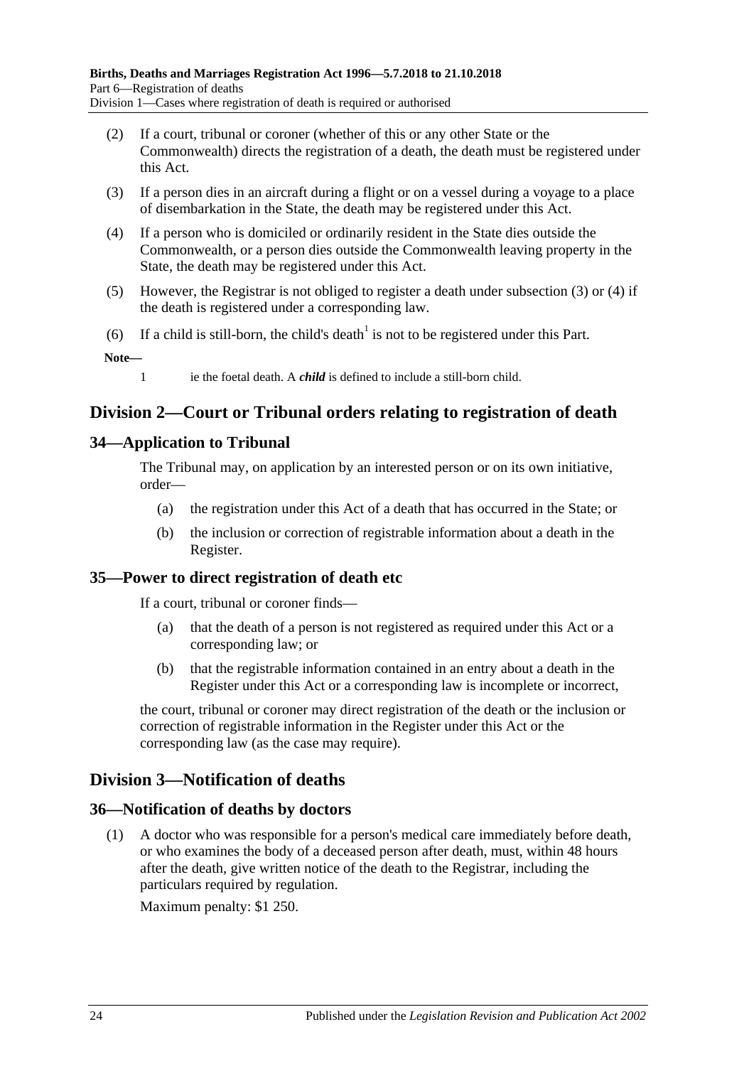(2) If a court, tribunal or coroner (whether of this or any other State or the Commonwealth) directs the registration of a death, the death must be registered under this Act.

(3) If a person dies in an aircraft during a flight or on a vessel during a voyage to a place of disembarkation in the State, the death may be registered under this Act.

(4) If a person who is domiciled or ordinarily resident in the State dies outside the Commonwealth, or a person dies outside the Commonwealth leaving property in the State, the death may be registered under this Act.

(5) However, the Registrar is not obliged to register a death under subsection (3) or (4) if the death is registered under a corresponding law.

(6) If a child is still-born, the child's death[1] is not to be registered under this Part.

**Note—**

1 ie the foetal death. A ***child*** is defined to include a still-born child.

## Division 2—Court or Tribunal orders relating to registration of death

### 34—Application to Tribunal

The Tribunal may, on application by an interested person or on its own initiative, order—

(a) the registration under this Act of a death that has occurred in the State; or

(b) the inclusion or correction of registrable information about a death in the Register.

### 35—Power to direct registration of death etc

If a court, tribunal or coroner finds—

(a) that the death of a person is not registered as required under this Act or a corresponding law; or

(b) that the registrable information contained in an entry about a death in the Register under this Act or a corresponding law is incomplete or incorrect,

the court, tribunal or coroner may direct registration of the death or the inclusion or correction of registrable information in the Register under this Act or the corresponding law (as the case may require).

## Division 3—Notification of deaths

### 36—Notification of deaths by doctors

(1) A doctor who was responsible for a person's medical care immediately before death, or who examines the body of a deceased person after death, must, within 48 hours after the death, give written notice of the death to the Registrar, including the particulars required by regulation.

Maximum penalty: $1 250.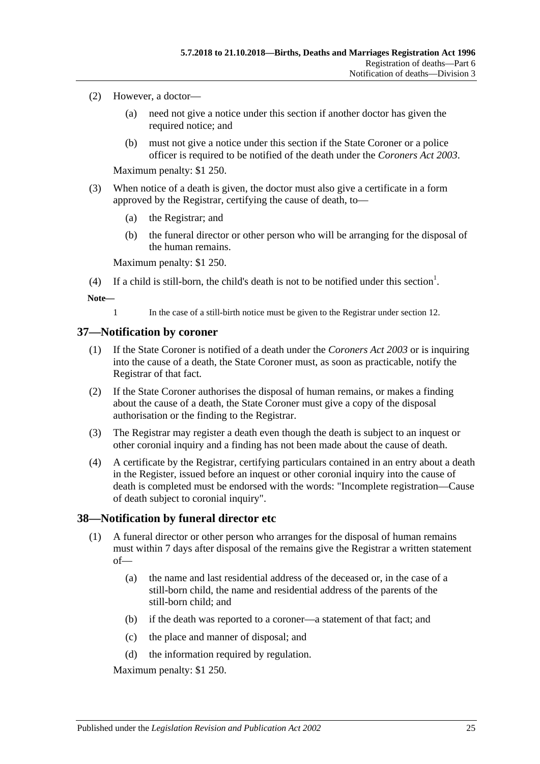(2) However, a doctor—

  (a) need not give a notice under this section if another doctor has given the required notice; and

  (b) must not give a notice under this section if the State Coroner or a police officer is required to be notified of the death under the *Coroners Act 2003*.

Maximum penalty: $1 250.

(3) When notice of a death is given, the doctor must also give a certificate in a form approved by the Registrar, certifying the cause of death, to—

  (a) the Registrar; and

  (b) the funeral director or other person who will be arranging for the disposal of the human remains.

Maximum penalty: $1 250.

(4) If a child is still-born, the child's death is not to be notified under this section[1].

**Note—**

1 In the case of a still-birth notice must be given to the Registrar under section 12.

## 37—Notification by coroner

(1) If the State Coroner is notified of a death under the *Coroners Act 2003* or is inquiring into the cause of a death, the State Coroner must, as soon as practicable, notify the Registrar of that fact.

(2) If the State Coroner authorises the disposal of human remains, or makes a finding about the cause of a death, the State Coroner must give a copy of the disposal authorisation or the finding to the Registrar.

(3) The Registrar may register a death even though the death is subject to an inquest or other coronial inquiry and a finding has not been made about the cause of death.

(4) A certificate by the Registrar, certifying particulars contained in an entry about a death in the Register, issued before an inquest or other coronial inquiry into the cause of death is completed must be endorsed with the words: "Incomplete registration—Cause of death subject to coronial inquiry".

## 38—Notification by funeral director etc

(1) A funeral director or other person who arranges for the disposal of human remains must within 7 days after disposal of the remains give the Registrar a written statement of—

  (a) the name and last residential address of the deceased or, in the case of a still-born child, the name and residential address of the parents of the still-born child; and

  (b) if the death was reported to a coroner—a statement of that fact; and

  (c) the place and manner of disposal; and

  (d) the information required by regulation.

Maximum penalty: $1 250.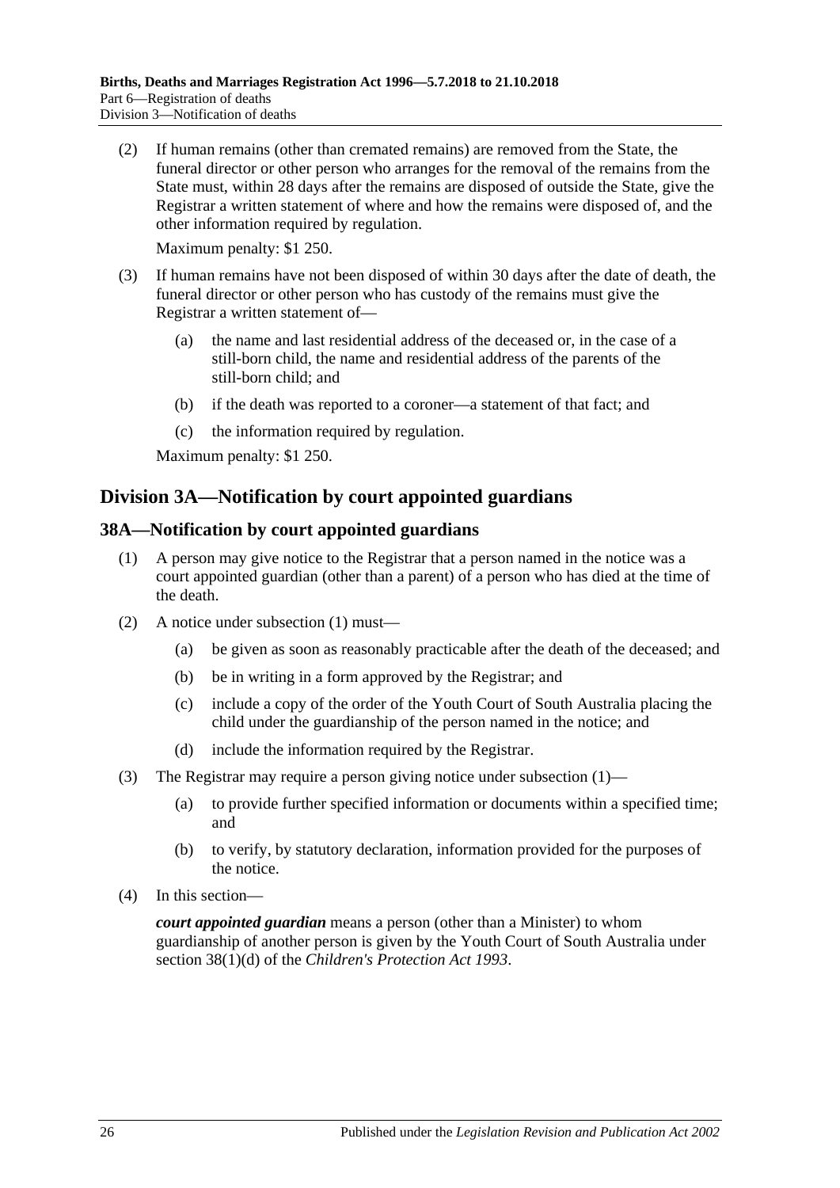(2) If human remains (other than cremated remains) are removed from the State, the funeral director or other person who arranges for the removal of the remains from the State must, within 28 days after the remains are disposed of outside the State, give the Registrar a written statement of where and how the remains were disposed of, and the other information required by regulation.

Maximum penalty: $1 250.

(3) If human remains have not been disposed of within 30 days after the date of death, the funeral director or other person who has custody of the remains must give the Registrar a written statement of—

(a) the name and last residential address of the deceased or, in the case of a still-born child, the name and residential address of the parents of the still-born child; and

(b) if the death was reported to a coroner—a statement of that fact; and

(c) the information required by regulation.

Maximum penalty: $1 250.

## Division 3A—Notification by court appointed guardians

### 38A—Notification by court appointed guardians

(1) A person may give notice to the Registrar that a person named in the notice was a court appointed guardian (other than a parent) of a person who has died at the time of the death.

(2) A notice under subsection (1) must—

(a) be given as soon as reasonably practicable after the death of the deceased; and

(b) be in writing in a form approved by the Registrar; and

(c) include a copy of the order of the Youth Court of South Australia placing the child under the guardianship of the person named in the notice; and

(d) include the information required by the Registrar.

(3) The Registrar may require a person giving notice under subsection (1)—

(a) to provide further specified information or documents within a specified time; and

(b) to verify, by statutory declaration, information provided for the purposes of the notice.

(4) In this section—

***court appointed guardian*** means a person (other than a Minister) to whom guardianship of another person is given by the Youth Court of South Australia under section 38(1)(d) of the *Children's Protection Act 1993*.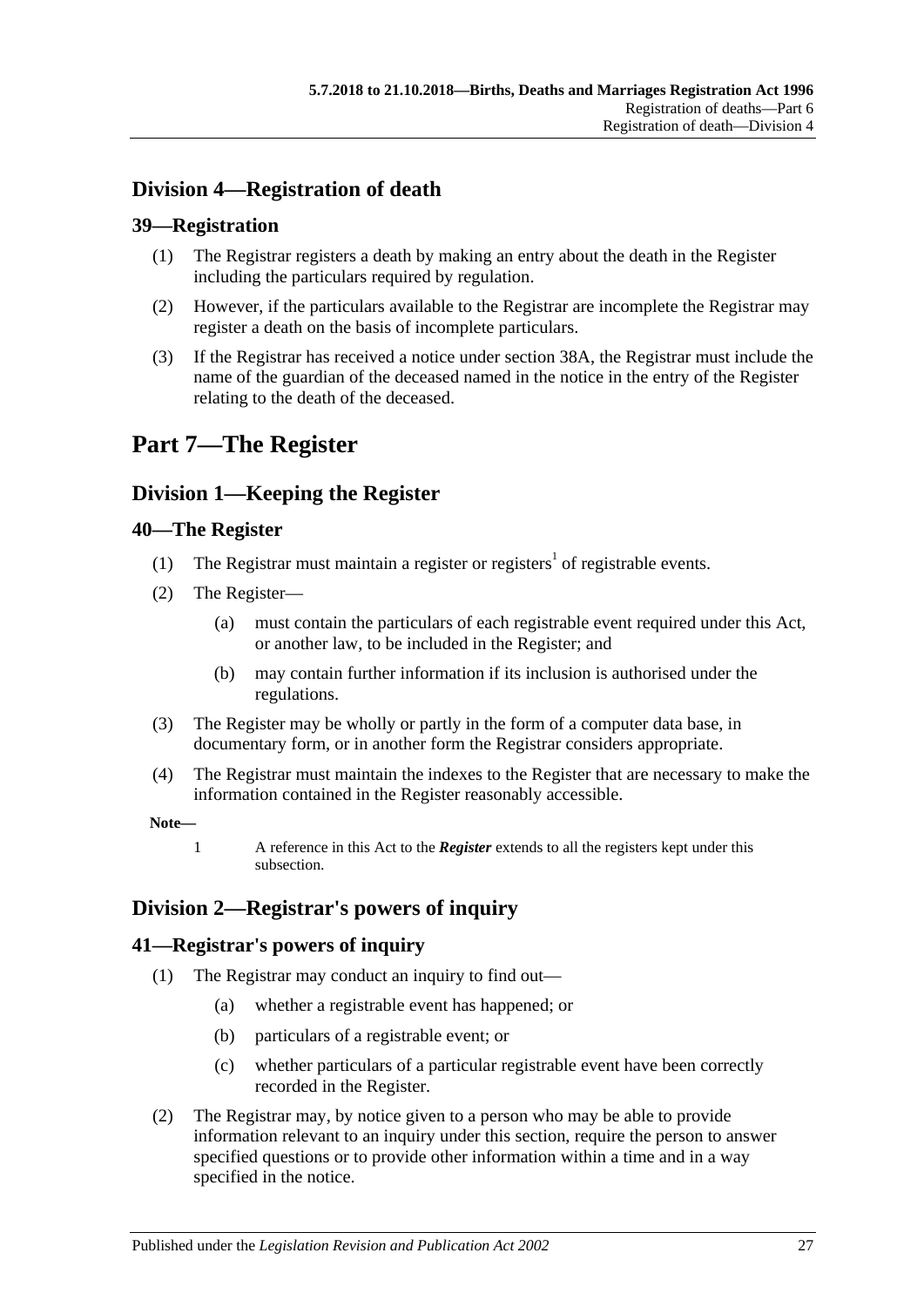## Division 4—Registration of death

### 39—Registration

(1) The Registrar registers a death by making an entry about the death in the Register including the particulars required by regulation.

(2) However, if the particulars available to the Registrar are incomplete the Registrar may register a death on the basis of incomplete particulars.

(3) If the Registrar has received a notice under section 38A, the Registrar must include the name of the guardian of the deceased named in the notice in the entry of the Register relating to the death of the deceased.

# Part 7—The Register

## Division 1—Keeping the Register

### 40—The Register

(1) The Registrar must maintain a register or registers[1] of registrable events.

(2) The Register—

(a) must contain the particulars of each registrable event required under this Act, or another law, to be included in the Register; and

(b) may contain further information if its inclusion is authorised under the regulations.

(3) The Register may be wholly or partly in the form of a computer data base, in documentary form, or in another form the Registrar considers appropriate.

(4) The Registrar must maintain the indexes to the Register that are necessary to make the information contained in the Register reasonably accessible.

**Note—**

1 A reference in this Act to the ***Register*** extends to all the registers kept under this subsection.

## Division 2—Registrar's powers of inquiry

### 41—Registrar's powers of inquiry

(1) The Registrar may conduct an inquiry to find out—

(a) whether a registrable event has happened; or

(b) particulars of a registrable event; or

(c) whether particulars of a particular registrable event have been correctly recorded in the Register.

(2) The Registrar may, by notice given to a person who may be able to provide information relevant to an inquiry under this section, require the person to answer specified questions or to provide other information within a time and in a way specified in the notice.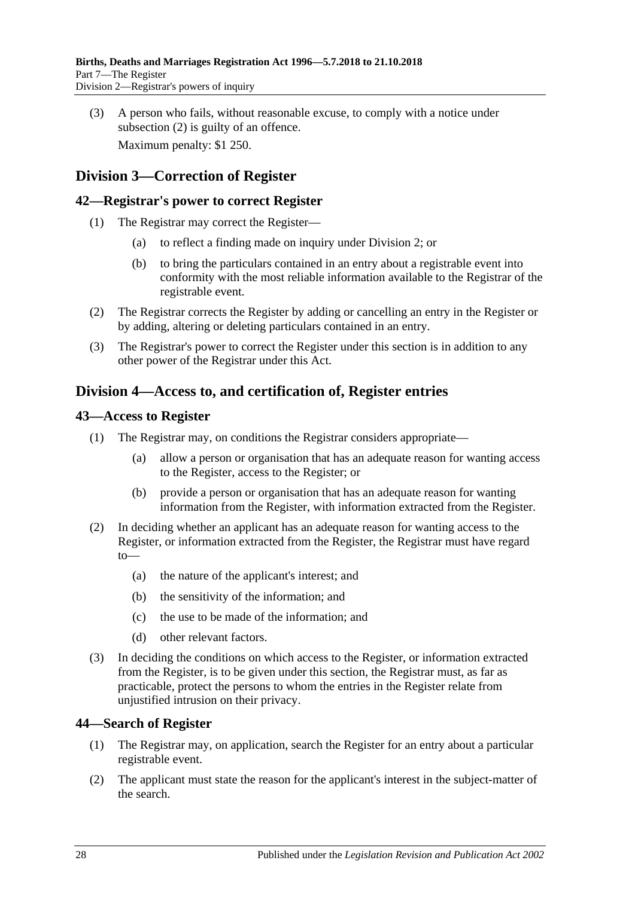(3) A person who fails, without reasonable excuse, to comply with a notice under subsection (2) is guilty of an offence.

Maximum penalty: $1 250.

## Division 3—Correction of Register

### 42—Registrar's power to correct Register

(1) The Registrar may correct the Register—

(a) to reflect a finding made on inquiry under Division 2; or

(b) to bring the particulars contained in an entry about a registrable event into conformity with the most reliable information available to the Registrar of the registrable event.

(2) The Registrar corrects the Register by adding or cancelling an entry in the Register or by adding, altering or deleting particulars contained in an entry.

(3) The Registrar's power to correct the Register under this section is in addition to any other power of the Registrar under this Act.

## Division 4—Access to, and certification of, Register entries

### 43—Access to Register

(1) The Registrar may, on conditions the Registrar considers appropriate—

(a) allow a person or organisation that has an adequate reason for wanting access to the Register, access to the Register; or

(b) provide a person or organisation that has an adequate reason for wanting information from the Register, with information extracted from the Register.

(2) In deciding whether an applicant has an adequate reason for wanting access to the Register, or information extracted from the Register, the Registrar must have regard to—

(a) the nature of the applicant's interest; and

(b) the sensitivity of the information; and

(c) the use to be made of the information; and

(d) other relevant factors.

(3) In deciding the conditions on which access to the Register, or information extracted from the Register, is to be given under this section, the Registrar must, as far as practicable, protect the persons to whom the entries in the Register relate from unjustified intrusion on their privacy.

### 44—Search of Register

(1) The Registrar may, on application, search the Register for an entry about a particular registrable event.

(2) The applicant must state the reason for the applicant's interest in the subject-matter of the search.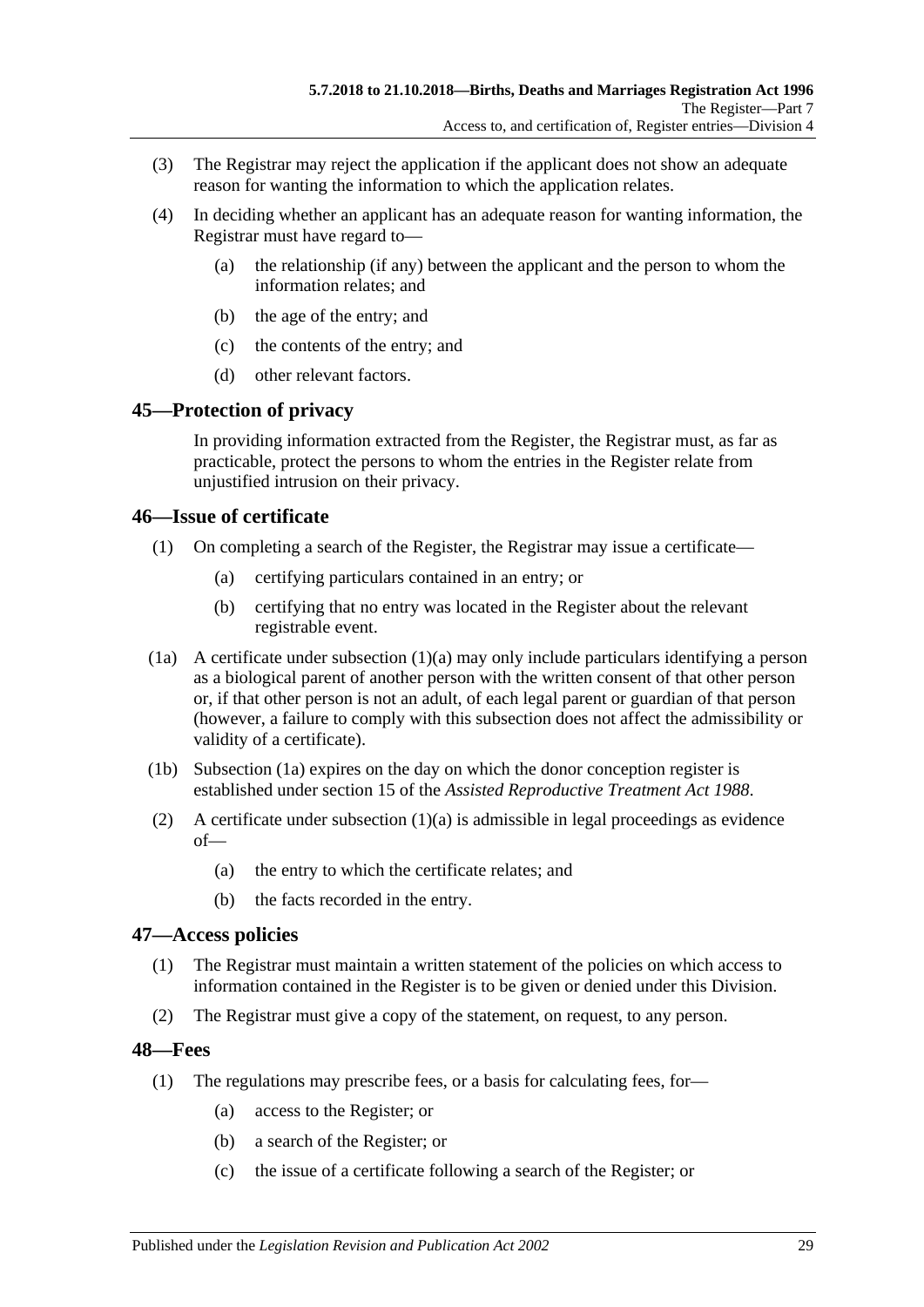(3) The Registrar may reject the application if the applicant does not show an adequate reason for wanting the information to which the application relates.

(4) In deciding whether an applicant has an adequate reason for wanting information, the Registrar must have regard to—

(a) the relationship (if any) between the applicant and the person to whom the information relates; and

(b) the age of the entry; and

(c) the contents of the entry; and

(d) other relevant factors.

## 45—Protection of privacy

In providing information extracted from the Register, the Registrar must, as far as practicable, protect the persons to whom the entries in the Register relate from unjustified intrusion on their privacy.

## 46—Issue of certificate

(1) On completing a search of the Register, the Registrar may issue a certificate—

(a) certifying particulars contained in an entry; or

(b) certifying that no entry was located in the Register about the relevant registrable event.

(1a) A certificate under subsection (1)(a) may only include particulars identifying a person as a biological parent of another person with the written consent of that other person or, if that other person is not an adult, of each legal parent or guardian of that person (however, a failure to comply with this subsection does not affect the admissibility or validity of a certificate).

(1b) Subsection (1a) expires on the day on which the donor conception register is established under section 15 of the *Assisted Reproductive Treatment Act 1988*.

(2) A certificate under subsection (1)(a) is admissible in legal proceedings as evidence of—

(a) the entry to which the certificate relates; and

(b) the facts recorded in the entry.

## 47—Access policies

(1) The Registrar must maintain a written statement of the policies on which access to information contained in the Register is to be given or denied under this Division.

(2) The Registrar must give a copy of the statement, on request, to any person.

## 48—Fees

(1) The regulations may prescribe fees, or a basis for calculating fees, for—

(a) access to the Register; or

(b) a search of the Register; or

(c) the issue of a certificate following a search of the Register; or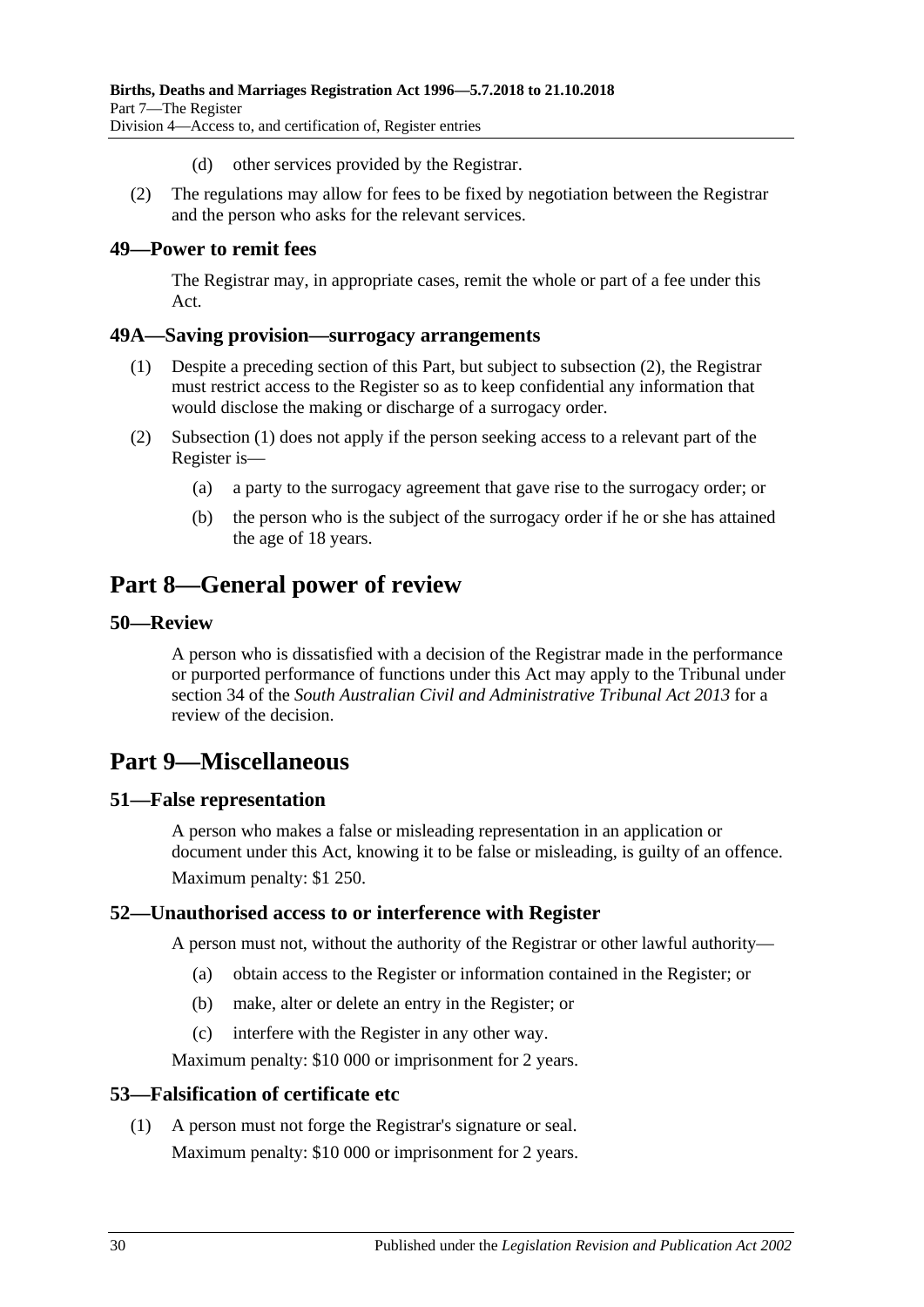(d) other services provided by the Registrar.

(2) The regulations may allow for fees to be fixed by negotiation between the Registrar and the person who asks for the relevant services.

### 49—Power to remit fees

The Registrar may, in appropriate cases, remit the whole or part of a fee under this Act.

### 49A—Saving provision—surrogacy arrangements

(1) Despite a preceding section of this Part, but subject to subsection (2), the Registrar must restrict access to the Register so as to keep confidential any information that would disclose the making or discharge of a surrogacy order.

(2) Subsection (1) does not apply if the person seeking access to a relevant part of the Register is—

(a) a party to the surrogacy agreement that gave rise to the surrogacy order; or

(b) the person who is the subject of the surrogacy order if he or she has attained the age of 18 years.

## Part 8—General power of review

### 50—Review

A person who is dissatisfied with a decision of the Registrar made in the performance or purported performance of functions under this Act may apply to the Tribunal under section 34 of the *South Australian Civil and Administrative Tribunal Act 2013* for a review of the decision.

## Part 9—Miscellaneous

### 51—False representation

A person who makes a false or misleading representation in an application or document under this Act, knowing it to be false or misleading, is guilty of an offence.

Maximum penalty: $1 250.

### 52—Unauthorised access to or interference with Register

A person must not, without the authority of the Registrar or other lawful authority—

(a) obtain access to the Register or information contained in the Register; or

(b) make, alter or delete an entry in the Register; or

(c) interfere with the Register in any other way.

Maximum penalty: $10 000 or imprisonment for 2 years.

### 53—Falsification of certificate etc

(1) A person must not forge the Registrar's signature or seal.

Maximum penalty: $10 000 or imprisonment for 2 years.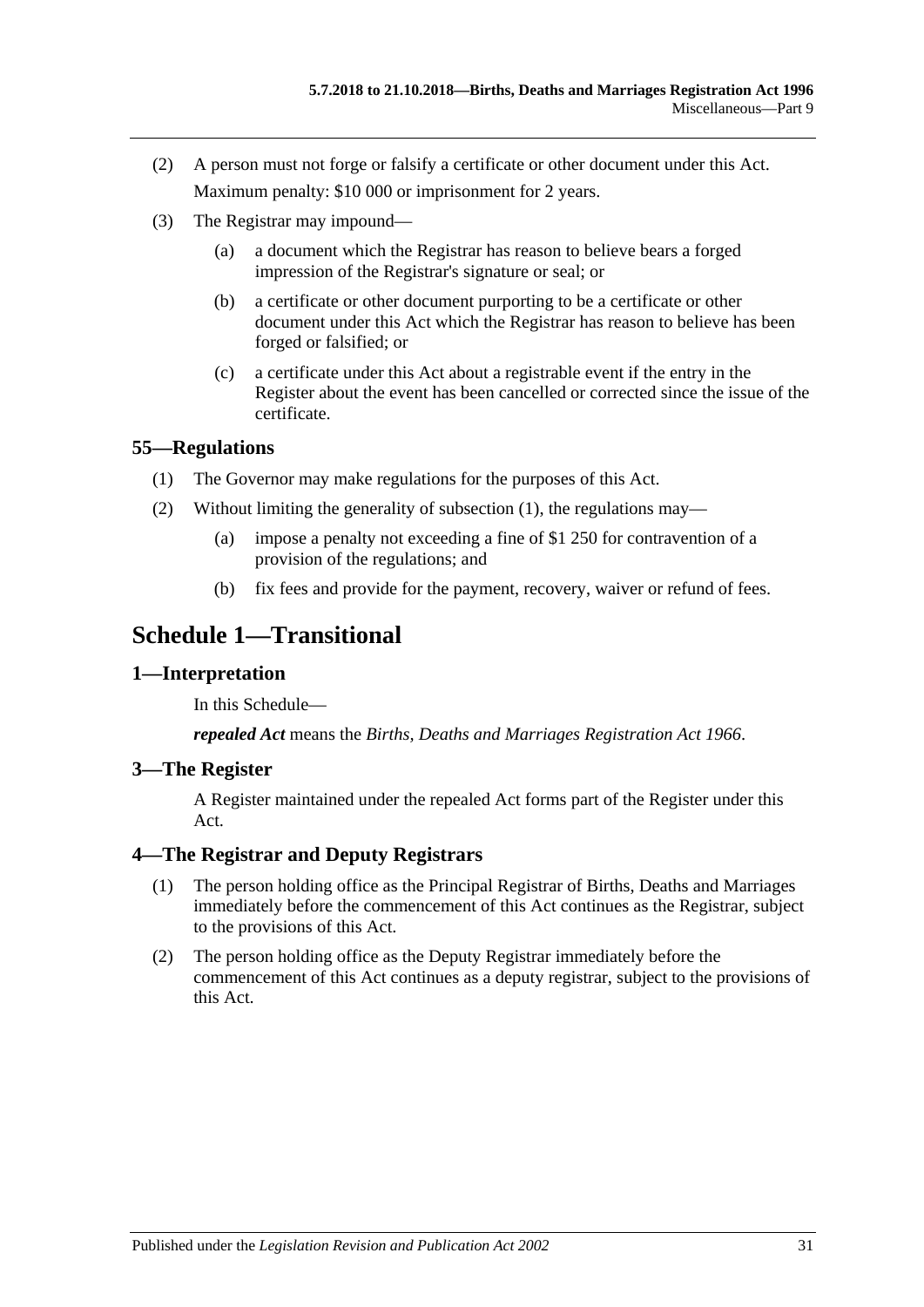(2) A person must not forge or falsify a certificate or other document under this Act.

Maximum penalty: $10 000 or imprisonment for 2 years.

(3) The Registrar may impound—

(a) a document which the Registrar has reason to believe bears a forged impression of the Registrar's signature or seal; or

(b) a certificate or other document purporting to be a certificate or other document under this Act which the Registrar has reason to believe has been forged or falsified; or

(c) a certificate under this Act about a registrable event if the entry in the Register about the event has been cancelled or corrected since the issue of the certificate.

### 55—Regulations

(1) The Governor may make regulations for the purposes of this Act.

(2) Without limiting the generality of subsection (1), the regulations may—

(a) impose a penalty not exceeding a fine of $1 250 for contravention of a provision of the regulations; and

(b) fix fees and provide for the payment, recovery, waiver or refund of fees.

## Schedule 1—Transitional

### 1—Interpretation

In this Schedule—

***repealed Act*** means the *Births, Deaths and Marriages Registration Act 1966*.

### 3—The Register

A Register maintained under the repealed Act forms part of the Register under this Act.

### 4—The Registrar and Deputy Registrars

(1) The person holding office as the Principal Registrar of Births, Deaths and Marriages immediately before the commencement of this Act continues as the Registrar, subject to the provisions of this Act.

(2) The person holding office as the Deputy Registrar immediately before the commencement of this Act continues as a deputy registrar, subject to the provisions of this Act.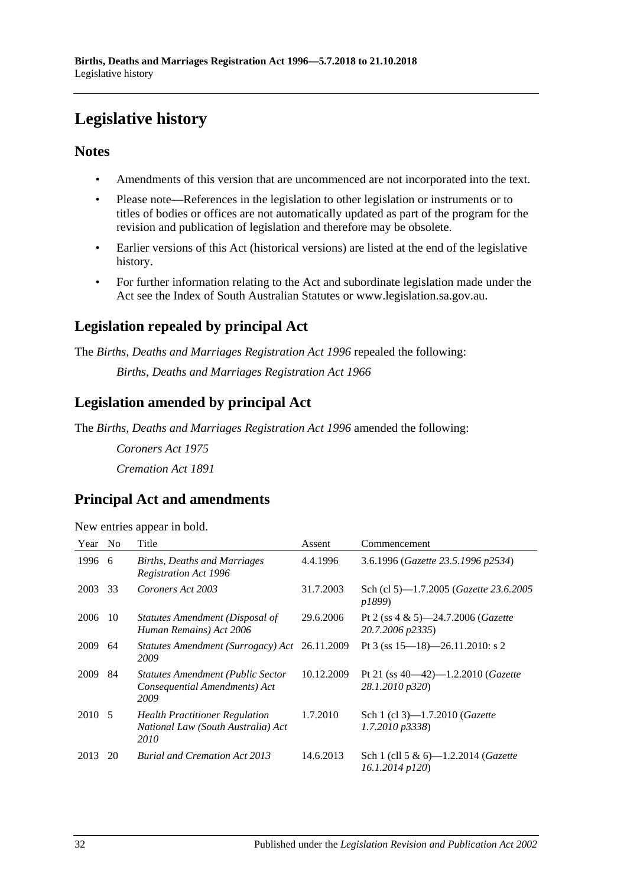# Legislative history

## Notes

- Amendments of this version that are uncommenced are not incorporated into the text.
- Please note—References in the legislation to other legislation or instruments or to titles of bodies or offices are not automatically updated as part of the program for the revision and publication of legislation and therefore may be obsolete.
- Earlier versions of this Act (historical versions) are listed at the end of the legislative history.
- For further information relating to the Act and subordinate legislation made under the Act see the Index of South Australian Statutes or www.legislation.sa.gov.au.

## Legislation repealed by principal Act

The *Births, Deaths and Marriages Registration Act 1996* repealed the following:

*Births, Deaths and Marriages Registration Act 1966*

## Legislation amended by principal Act

The *Births, Deaths and Marriages Registration Act 1996* amended the following:

*Coroners Act 1975*

*Cremation Act 1891*

## Principal Act and amendments

New entries appear in bold.

| Year | No | Title | Assent | Commencement |
|---|---|---|---|---|
| 1996 | 6 | *Births, Deaths and Marriages Registration Act 1996* | 4.4.1996 | 3.6.1996 (*Gazette 23.5.1996 p2534*) |
| 2003 | 33 | *Coroners Act 2003* | 31.7.2003 | Sch (cl 5)—1.7.2005 (*Gazette 23.6.2005 p1899*) |
| 2006 | 10 | *Statutes Amendment (Disposal of Human Remains) Act 2006* | 29.6.2006 | Pt 2 (ss 4 & 5)—24.7.2006 (*Gazette 20.7.2006 p2335*) |
| 2009 | 64 | *Statutes Amendment (Surrogacy) Act 2009* | 26.11.2009 | Pt 3 (ss 15—18)—26.11.2010: s 2 |
| 2009 | 84 | *Statutes Amendment (Public Sector Consequential Amendments) Act 2009* | 10.12.2009 | Pt 21 (ss 40—42)—1.2.2010 (*Gazette 28.1.2010 p320*) |
| 2010 | 5 | *Health Practitioner Regulation National Law (South Australia) Act 2010* | 1.7.2010 | Sch 1 (cl 3)—1.7.2010 (*Gazette 1.7.2010 p3338*) |
| 2013 | 20 | *Burial and Cremation Act 2013* | 14.6.2013 | Sch 1 (cll 5 & 6)—1.2.2014 (*Gazette 16.1.2014 p120*) |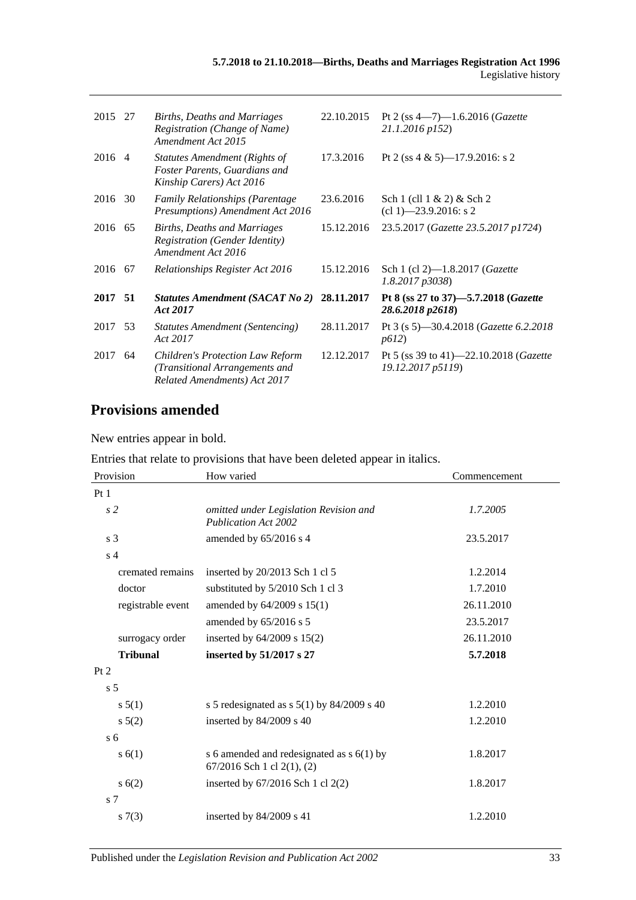| | | | | |
|---|---|---|---|---|
| 2015 | 27 | *Births, Deaths and Marriages Registration (Change of Name) Amendment Act 2015* | 22.10.2015 | Pt 2 (ss 4—7)—1.6.2016 (*Gazette 21.1.2016 p152*) |
| 2016 | 4 | *Statutes Amendment (Rights of Foster Parents, Guardians and Kinship Carers) Act 2016* | 17.3.2016 | Pt 2 (ss 4 & 5)—17.9.2016: s 2 |
| 2016 | 30 | *Family Relationships (Parentage Presumptions) Amendment Act 2016* | 23.6.2016 | Sch 1 (cll 1 & 2) & Sch 2 (cl 1)—23.9.2016: s 2 |
| 2016 | 65 | *Births, Deaths and Marriages Registration (Gender Identity) Amendment Act 2016* | 15.12.2016 | 23.5.2017 (*Gazette 23.5.2017 p1724*) |
| 2016 | 67 | *Relationships Register Act 2016* | 15.12.2016 | Sch 1 (cl 2)—1.8.2017 (*Gazette 1.8.2017 p3038*) |
| **2017** | **51** | ***Statutes Amendment (SACAT No 2) Act 2017*** | **28.11.2017** | **Pt 8 (ss 27 to 37)—5.7.2018 (*Gazette 28.6.2018 p2618*)** |
| 2017 | 53 | *Statutes Amendment (Sentencing) Act 2017* | 28.11.2017 | Pt 3 (s 5)—30.4.2018 (*Gazette 6.2.2018 p612*) |
| 2017 | 64 | *Children's Protection Law Reform (Transitional Arrangements and Related Amendments) Act 2017* | 12.12.2017 | Pt 5 (ss 39 to 41)—22.10.2018 (*Gazette 19.12.2017 p5119*) |

## Provisions amended

New entries appear in bold.

Entries that relate to provisions that have been deleted appear in italics.

| Provision | How varied | Commencement |
|---|---|---|
| Pt 1 | | |
| *s 2* | *omitted under Legislation Revision and Publication Act 2002* | *1.7.2005* |
| s 3 | amended by 65/2016 s 4 | 23.5.2017 |
| s 4 | | |
| cremated remains | inserted by 20/2013 Sch 1 cl 5 | 1.2.2014 |
| doctor | substituted by 5/2010 Sch 1 cl 3 | 1.7.2010 |
| registrable event | amended by 64/2009 s 15(1) | 26.11.2010 |
| | amended by 65/2016 s 5 | 23.5.2017 |
| surrogacy order | inserted by 64/2009 s 15(2) | 26.11.2010 |
| **Tribunal** | **inserted by 51/2017 s 27** | **5.7.2018** |
| Pt 2 | | |
| s 5 | | |
| s 5(1) | s 5 redesignated as s 5(1) by 84/2009 s 40 | 1.2.2010 |
| s 5(2) | inserted by 84/2009 s 40 | 1.2.2010 |
| s 6 | | |
| s 6(1) | s 6 amended and redesignated as s 6(1) by 67/2016 Sch 1 cl 2(1), (2) | 1.8.2017 |
| s 6(2) | inserted by 67/2016 Sch 1 cl 2(2) | 1.8.2017 |
| s 7 | | |
| s 7(3) | inserted by 84/2009 s 41 | 1.2.2010 |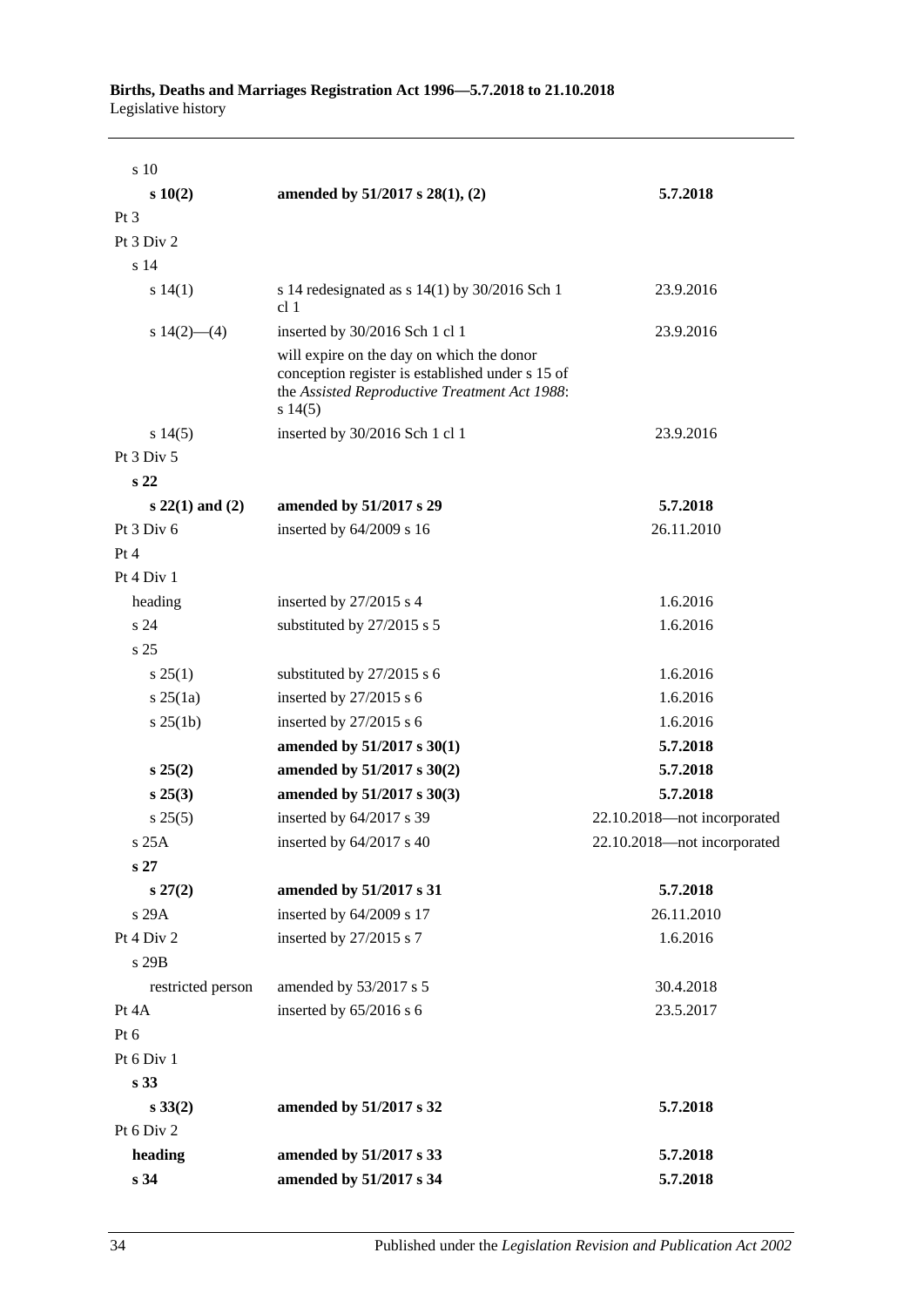| | | |
|---|---|---|
| s 10 | | |
| **s 10(2)** | **amended by 51/2017 s 28(1), (2)** | **5.7.2018** |
| Pt 3 | | |
| Pt 3 Div 2 | | |
| s 14 | | |
| s 14(1) | s 14 redesignated as s 14(1) by 30/2016 Sch 1 cl 1 | 23.9.2016 |
| s 14(2)—(4) | inserted by 30/2016 Sch 1 cl 1 | 23.9.2016 |
| | will expire on the day on which the donor conception register is established under s 15 of the *Assisted Reproductive Treatment Act 1988*: s 14(5) | |
| s 14(5) | inserted by 30/2016 Sch 1 cl 1 | 23.9.2016 |
| Pt 3 Div 5 | | |
| **s 22** | | |
| **s 22(1) and (2)** | **amended by 51/2017 s 29** | **5.7.2018** |
| Pt 3 Div 6 | inserted by 64/2009 s 16 | 26.11.2010 |
| Pt 4 | | |
| Pt 4 Div 1 | | |
| heading | inserted by 27/2015 s 4 | 1.6.2016 |
| s 24 | substituted by 27/2015 s 5 | 1.6.2016 |
| s 25 | | |
| s 25(1) | substituted by 27/2015 s 6 | 1.6.2016 |
| s 25(1a) | inserted by 27/2015 s 6 | 1.6.2016 |
| s 25(1b) | inserted by 27/2015 s 6 | 1.6.2016 |
| | **amended by 51/2017 s 30(1)** | **5.7.2018** |
| **s 25(2)** | **amended by 51/2017 s 30(2)** | **5.7.2018** |
| **s 25(3)** | **amended by 51/2017 s 30(3)** | **5.7.2018** |
| s 25(5) | inserted by 64/2017 s 39 | 22.10.2018—not incorporated |
| s 25A | inserted by 64/2017 s 40 | 22.10.2018—not incorporated |
| **s 27** | | |
| **s 27(2)** | **amended by 51/2017 s 31** | **5.7.2018** |
| s 29A | inserted by 64/2009 s 17 | 26.11.2010 |
| Pt 4 Div 2 | inserted by 27/2015 s 7 | 1.6.2016 |
| s 29B | | |
| restricted person | amended by 53/2017 s 5 | 30.4.2018 |
| Pt 4A | inserted by 65/2016 s 6 | 23.5.2017 |
| Pt 6 | | |
| Pt 6 Div 1 | | |
| **s 33** | | |
| **s 33(2)** | **amended by 51/2017 s 32** | **5.7.2018** |
| Pt 6 Div 2 | | |
| **heading** | **amended by 51/2017 s 33** | **5.7.2018** |
| **s 34** | **amended by 51/2017 s 34** | **5.7.2018** |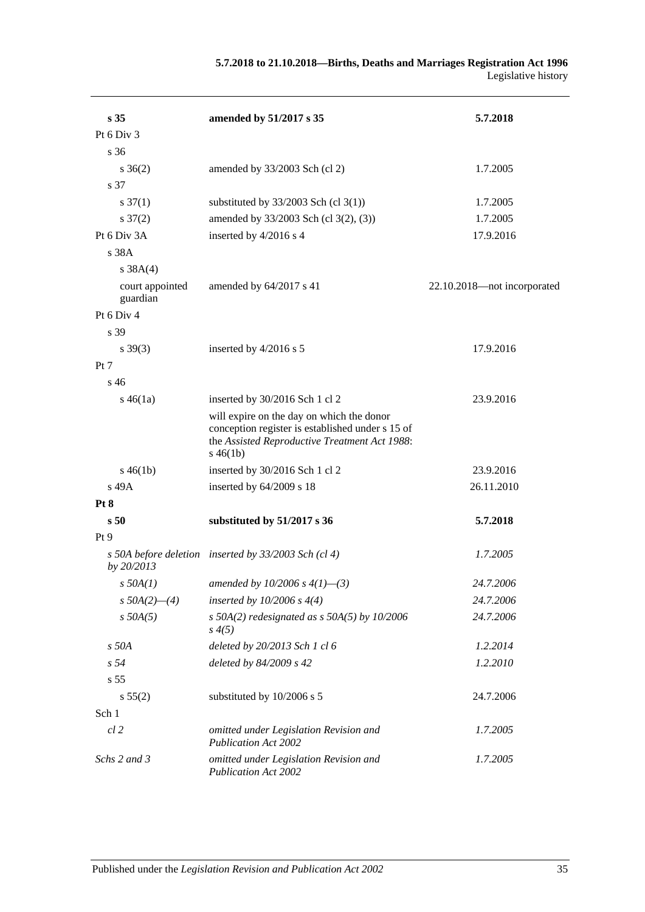| | | |
|---|---|---|
| **s 35** | **amended by 51/2017 s 35** | **5.7.2018** |
| Pt 6 Div 3 | | |
| s 36 | | |
| s 36(2) | amended by 33/2003 Sch (cl 2) | 1.7.2005 |
| s 37 | | |
| s 37(1) | substituted by 33/2003 Sch (cl 3(1)) | 1.7.2005 |
| s 37(2) | amended by 33/2003 Sch (cl 3(2), (3)) | 1.7.2005 |
| Pt 6 Div 3A | inserted by 4/2016 s 4 | 17.9.2016 |
| s 38A | | |
| s 38A(4) | | |
| court appointed guardian | amended by 64/2017 s 41 | 22.10.2018—not incorporated |
| Pt 6 Div 4 | | |
| s 39 | | |
| s 39(3) | inserted by 4/2016 s 5 | 17.9.2016 |
| Pt 7 | | |
| s 46 | | |
| s 46(1a) | inserted by 30/2016 Sch 1 cl 2 | 23.9.2016 |
| | will expire on the day on which the donor conception register is established under s 15 of the *Assisted Reproductive Treatment Act 1988*: s 46(1b) | |
| s 46(1b) | inserted by 30/2016 Sch 1 cl 2 | 23.9.2016 |
| s 49A | inserted by 64/2009 s 18 | 26.11.2010 |
| **Pt 8** | | |
| **s 50** | **substituted by 51/2017 s 36** | **5.7.2018** |
| Pt 9 | | |
| *s 50A before deletion by 20/2013* | *inserted by 33/2003 Sch (cl 4)* | *1.7.2005* |
| *s 50A(1)* | *amended by 10/2006 s 4(1)—(3)* | *24.7.2006* |
| *s 50A(2)—(4)* | *inserted by 10/2006 s 4(4)* | *24.7.2006* |
| *s 50A(5)* | *s 50A(2) redesignated as s 50A(5) by 10/2006 s 4(5)* | *24.7.2006* |
| *s 50A* | *deleted by 20/2013 Sch 1 cl 6* | *1.2.2014* |
| *s 54* | *deleted by 84/2009 s 42* | *1.2.2010* |
| s 55 | | |
| s 55(2) | substituted by 10/2006 s 5 | 24.7.2006 |
| Sch 1 | | |
| *cl 2* | *omitted under Legislation Revision and Publication Act 2002* | *1.7.2005* |
| *Schs 2 and 3* | *omitted under Legislation Revision and Publication Act 2002* | *1.7.2005* |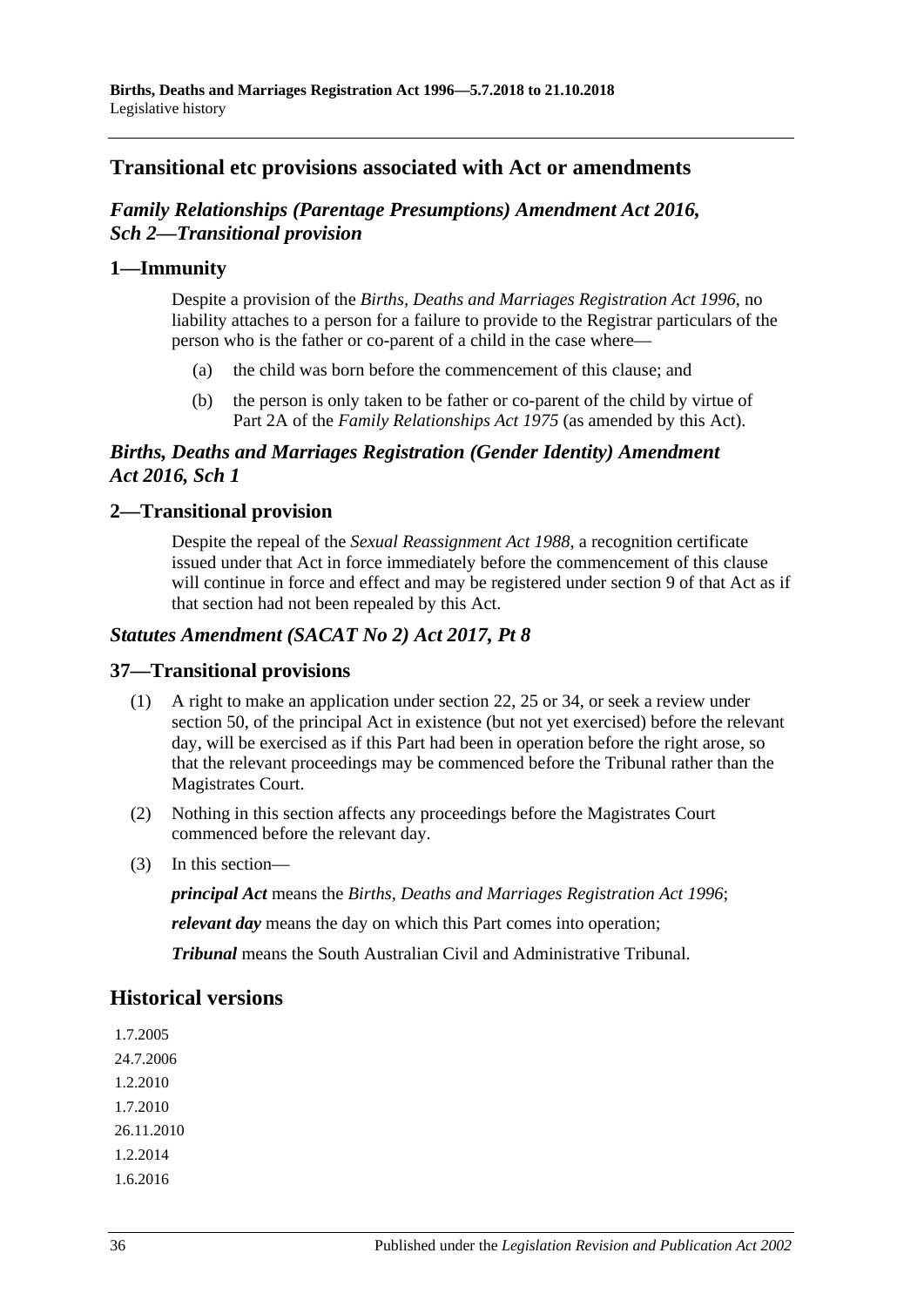## Transitional etc provisions associated with Act or amendments

### *Family Relationships (Parentage Presumptions) Amendment Act 2016, Sch 2—Transitional provision*

### 1—Immunity

Despite a provision of the *Births, Deaths and Marriages Registration Act 1996*, no liability attaches to a person for a failure to provide to the Registrar particulars of the person who is the father or co-parent of a child in the case where—

(a) the child was born before the commencement of this clause; and

(b) the person is only taken to be father or co-parent of the child by virtue of Part 2A of the *Family Relationships Act 1975* (as amended by this Act).

### *Births, Deaths and Marriages Registration (Gender Identity) Amendment Act 2016, Sch 1*

### 2—Transitional provision

Despite the repeal of the *Sexual Reassignment Act 1988*, a recognition certificate issued under that Act in force immediately before the commencement of this clause will continue in force and effect and may be registered under section 9 of that Act as if that section had not been repealed by this Act.

### *Statutes Amendment (SACAT No 2) Act 2017, Pt 8*

### 37—Transitional provisions

(1) A right to make an application under section 22, 25 or 34, or seek a review under section 50, of the principal Act in existence (but not yet exercised) before the relevant day, will be exercised as if this Part had been in operation before the right arose, so that the relevant proceedings may be commenced before the Tribunal rather than the Magistrates Court.

(2) Nothing in this section affects any proceedings before the Magistrates Court commenced before the relevant day.

(3) In this section—

***principal Act*** means the *Births, Deaths and Marriages Registration Act 1996*;

***relevant day*** means the day on which this Part comes into operation;

***Tribunal*** means the South Australian Civil and Administrative Tribunal.

## Historical versions

1.7.2005
24.7.2006
1.2.2010
1.7.2010
26.11.2010
1.2.2014
1.6.2016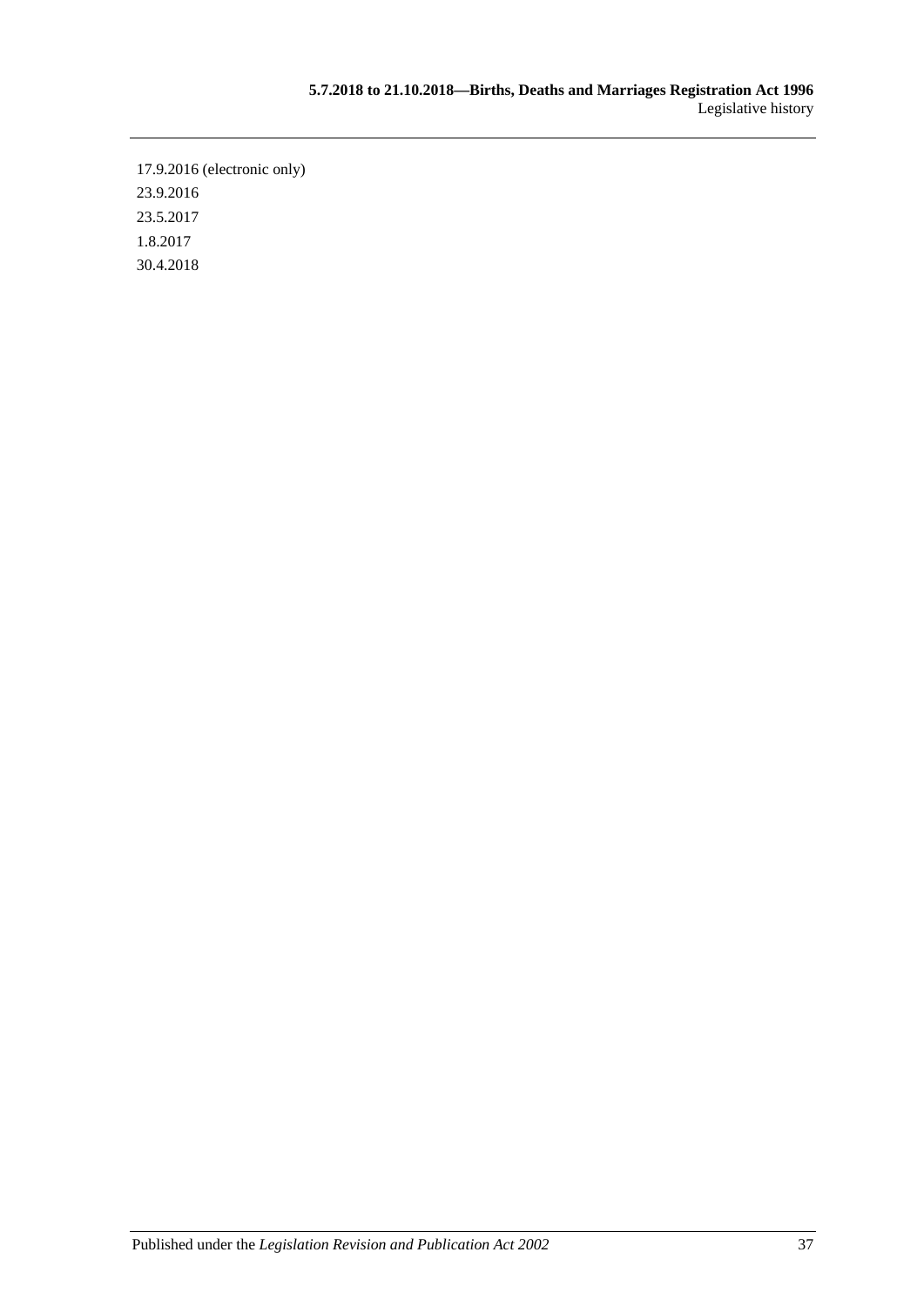17.9.2016 (electronic only)

23.9.2016

23.5.2017

1.8.2017

30.4.2018